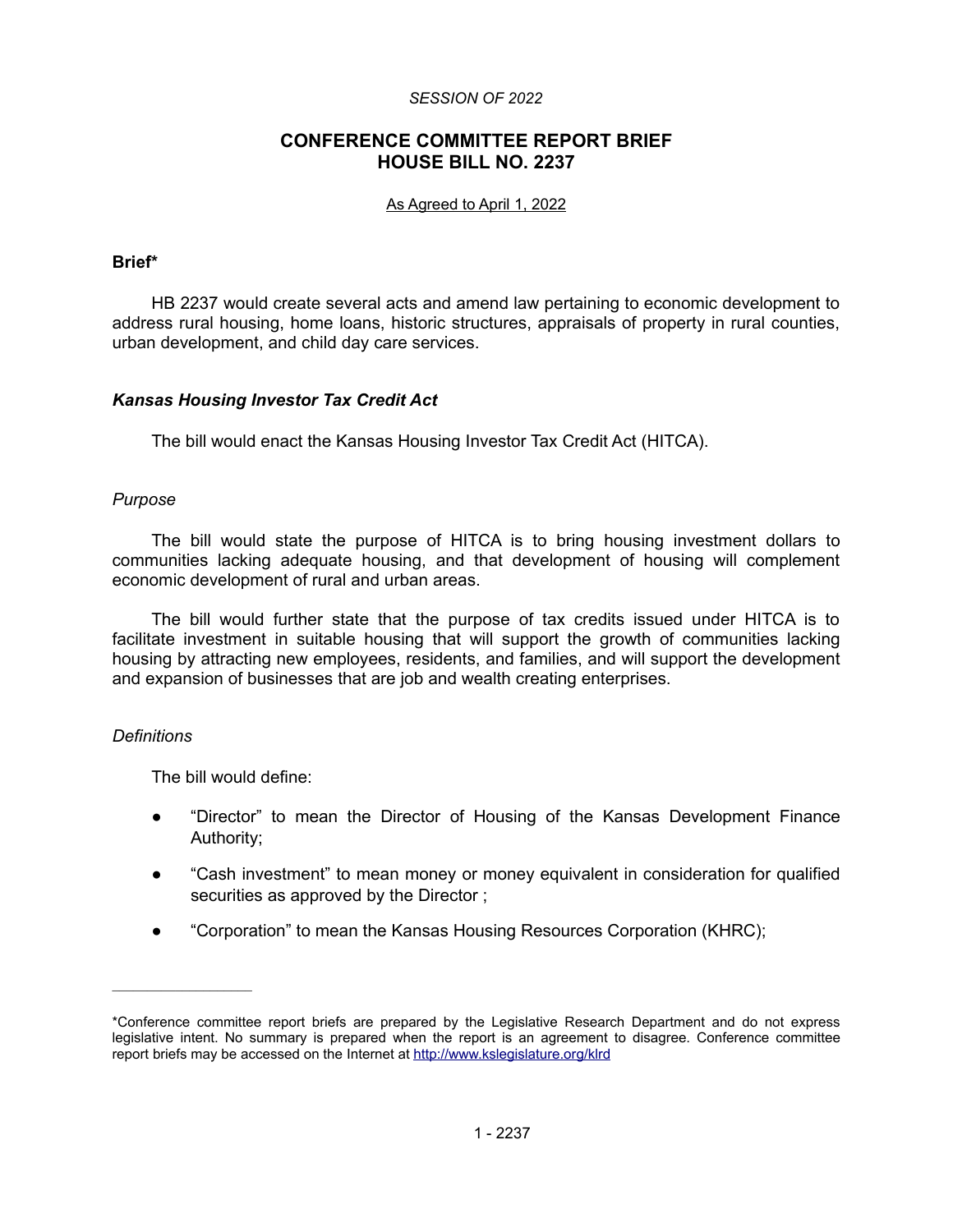*SESSION OF 2022*

# CONFERENCE COMMITTEE REPORT BRIEF
# HOUSE BILL NO. 2237

As Agreed to April 1, 2022

**Brief***

HB 2237 would create several acts and amend law pertaining to economic development to address rural housing, home loans, historic structures, appraisals of property in rural counties, urban development, and child day care services.

### *Kansas Housing Investor Tax Credit Act*

The bill would enact the Kansas Housing Investor Tax Credit Act (HITCA).

*Purpose*

The bill would state the purpose of HITCA is to bring housing investment dollars to communities lacking adequate housing, and that development of housing will complement economic development of rural and urban areas.

The bill would further state that the purpose of tax credits issued under HITCA is to facilitate investment in suitable housing that will support the growth of communities lacking housing by attracting new employees, residents, and families, and will support the development and expansion of businesses that are job and wealth creating enterprises.

*Definitions*

The bill would define:

- "Director" to mean the Director of Housing of the Kansas Development Finance Authority;
- "Cash investment" to mean money or money equivalent in consideration for qualified securities as approved by the Director ;
- "Corporation" to mean the Kansas Housing Resources Corporation (KHRC);

---

*Conference committee report briefs are prepared by the Legislative Research Department and do not express legislative intent. No summary is prepared when the report is an agreement to disagree. Conference committee report briefs may be accessed on the Internet at http://www.kslegislature.org/klrd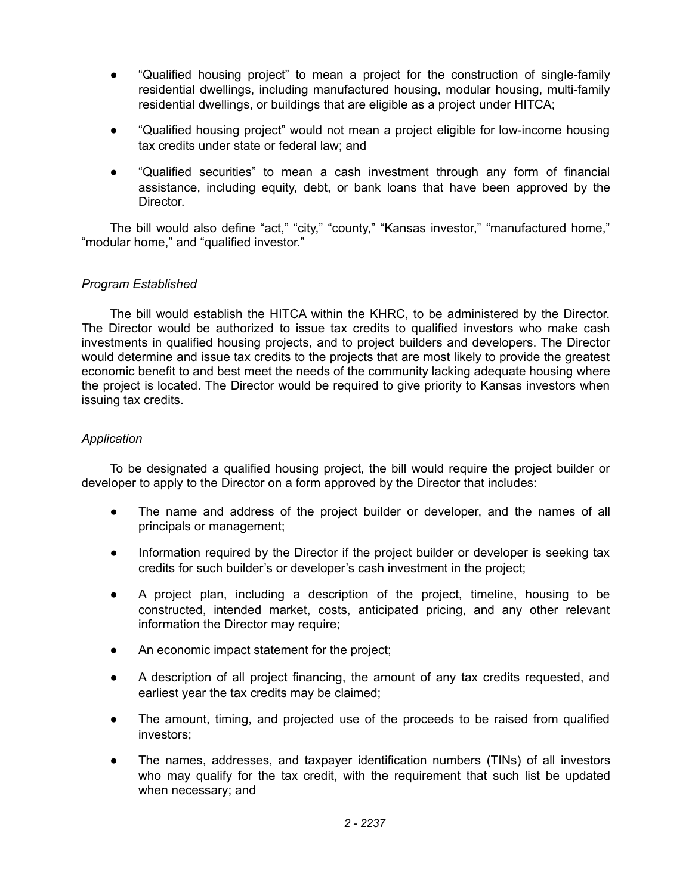- "Qualified housing project" to mean a project for the construction of single-family residential dwellings, including manufactured housing, modular housing, multi-family residential dwellings, or buildings that are eligible as a project under HITCA;
- "Qualified housing project" would not mean a project eligible for low-income housing tax credits under state or federal law; and
- "Qualified securities" to mean a cash investment through any form of financial assistance, including equity, debt, or bank loans that have been approved by the Director.

The bill would also define "act," "city," "county," "Kansas investor," "manufactured home," "modular home," and "qualified investor."

*Program Established*

The bill would establish the HITCA within the KHRC, to be administered by the Director. The Director would be authorized to issue tax credits to qualified investors who make cash investments in qualified housing projects, and to project builders and developers. The Director would determine and issue tax credits to the projects that are most likely to provide the greatest economic benefit to and best meet the needs of the community lacking adequate housing where the project is located. The Director would be required to give priority to Kansas investors when issuing tax credits.

*Application*

To be designated a qualified housing project, the bill would require the project builder or developer to apply to the Director on a form approved by the Director that includes:

- The name and address of the project builder or developer, and the names of all principals or management;
- Information required by the Director if the project builder or developer is seeking tax credits for such builder's or developer's cash investment in the project;
- A project plan, including a description of the project, timeline, housing to be constructed, intended market, costs, anticipated pricing, and any other relevant information the Director may require;
- An economic impact statement for the project;
- A description of all project financing, the amount of any tax credits requested, and earliest year the tax credits may be claimed;
- The amount, timing, and projected use of the proceeds to be raised from qualified investors;
- The names, addresses, and taxpayer identification numbers (TINs) of all investors who may qualify for the tax credit, with the requirement that such list be updated when necessary; and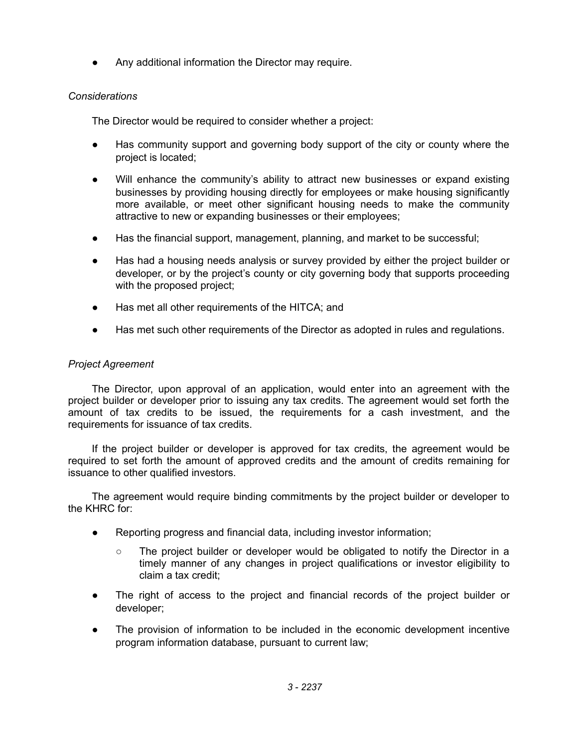- Any additional information the Director may require.

*Considerations*

The Director would be required to consider whether a project:

- Has community support and governing body support of the city or county where the project is located;
- Will enhance the community's ability to attract new businesses or expand existing businesses by providing housing directly for employees or make housing significantly more available, or meet other significant housing needs to make the community attractive to new or expanding businesses or their employees;
- Has the financial support, management, planning, and market to be successful;
- Has had a housing needs analysis or survey provided by either the project builder or developer, or by the project's county or city governing body that supports proceeding with the proposed project;
- Has met all other requirements of the HITCA; and
- Has met such other requirements of the Director as adopted in rules and regulations.

*Project Agreement*

The Director, upon approval of an application, would enter into an agreement with the project builder or developer prior to issuing any tax credits. The agreement would set forth the amount of tax credits to be issued, the requirements for a cash investment, and the requirements for issuance of tax credits.

If the project builder or developer is approved for tax credits, the agreement would be required to set forth the amount of approved credits and the amount of credits remaining for issuance to other qualified investors.

The agreement would require binding commitments by the project builder or developer to the KHRC for:

- Reporting progress and financial data, including investor information;
  - The project builder or developer would be obligated to notify the Director in a timely manner of any changes in project qualifications or investor eligibility to claim a tax credit;
- The right of access to the project and financial records of the project builder or developer;
- The provision of information to be included in the economic development incentive program information database, pursuant to current law;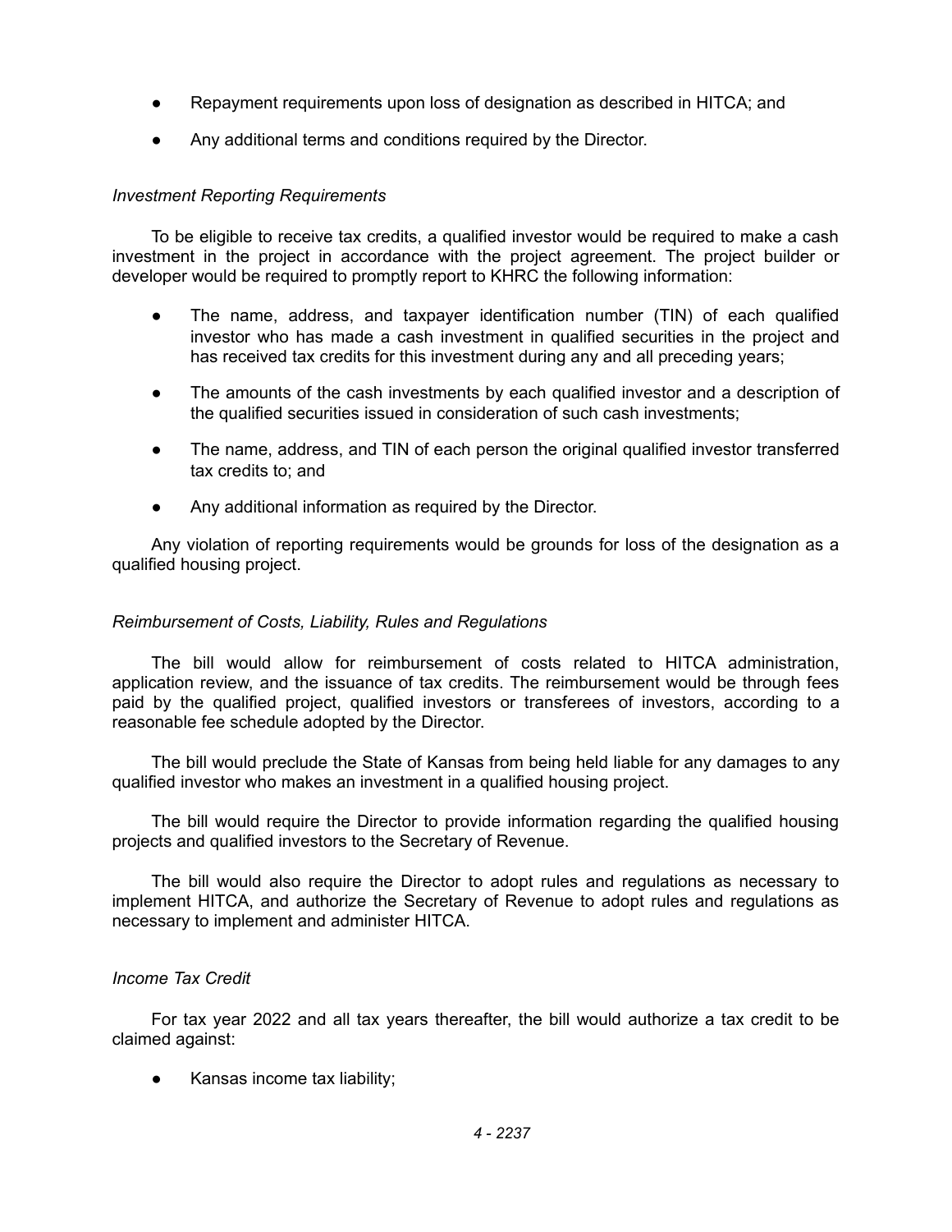- Repayment requirements upon loss of designation as described in HITCA; and
- Any additional terms and conditions required by the Director.

*Investment Reporting Requirements*

To be eligible to receive tax credits, a qualified investor would be required to make a cash investment in the project in accordance with the project agreement. The project builder or developer would be required to promptly report to KHRC the following information:

- The name, address, and taxpayer identification number (TIN) of each qualified investor who has made a cash investment in qualified securities in the project and has received tax credits for this investment during any and all preceding years;
- The amounts of the cash investments by each qualified investor and a description of the qualified securities issued in consideration of such cash investments;
- The name, address, and TIN of each person the original qualified investor transferred tax credits to; and
- Any additional information as required by the Director.

Any violation of reporting requirements would be grounds for loss of the designation as a qualified housing project.

*Reimbursement of Costs, Liability, Rules and Regulations*

The bill would allow for reimbursement of costs related to HITCA administration, application review, and the issuance of tax credits. The reimbursement would be through fees paid by the qualified project, qualified investors or transferees of investors, according to a reasonable fee schedule adopted by the Director.

The bill would preclude the State of Kansas from being held liable for any damages to any qualified investor who makes an investment in a qualified housing project.

The bill would require the Director to provide information regarding the qualified housing projects and qualified investors to the Secretary of Revenue.

The bill would also require the Director to adopt rules and regulations as necessary to implement HITCA, and authorize the Secretary of Revenue to adopt rules and regulations as necessary to implement and administer HITCA.

*Income Tax Credit*

For tax year 2022 and all tax years thereafter, the bill would authorize a tax credit to be claimed against:

- Kansas income tax liability;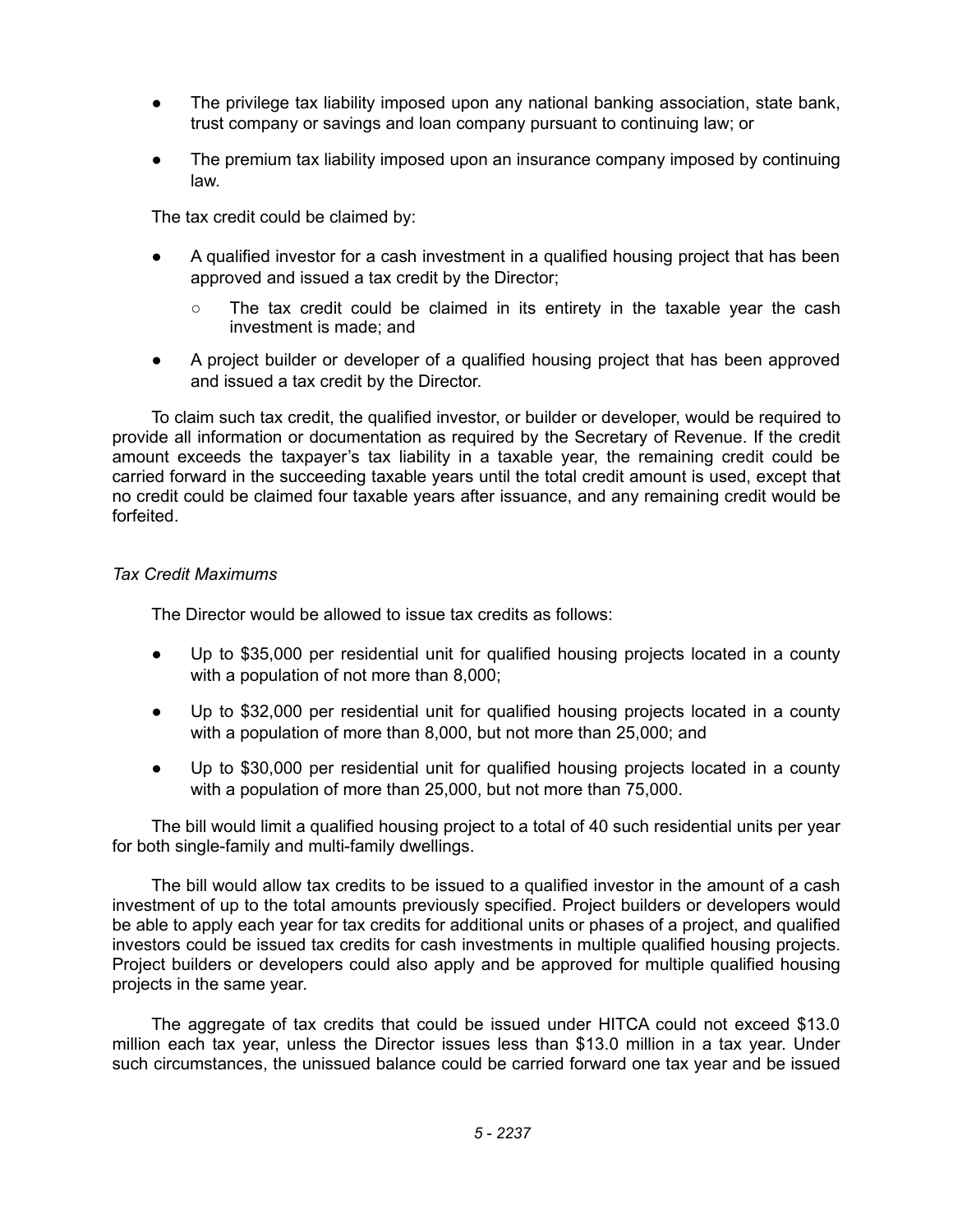- The privilege tax liability imposed upon any national banking association, state bank, trust company or savings and loan company pursuant to continuing law; or
- The premium tax liability imposed upon an insurance company imposed by continuing law.

The tax credit could be claimed by:

- A qualified investor for a cash investment in a qualified housing project that has been approved and issued a tax credit by the Director;
  - The tax credit could be claimed in its entirety in the taxable year the cash investment is made; and
- A project builder or developer of a qualified housing project that has been approved and issued a tax credit by the Director.

To claim such tax credit, the qualified investor, or builder or developer, would be required to provide all information or documentation as required by the Secretary of Revenue. If the credit amount exceeds the taxpayer's tax liability in a taxable year, the remaining credit could be carried forward in the succeeding taxable years until the total credit amount is used, except that no credit could be claimed four taxable years after issuance, and any remaining credit would be forfeited.

*Tax Credit Maximums*

The Director would be allowed to issue tax credits as follows:

- Up to $35,000 per residential unit for qualified housing projects located in a county with a population of not more than 8,000;
- Up to $32,000 per residential unit for qualified housing projects located in a county with a population of more than 8,000, but not more than 25,000; and
- Up to $30,000 per residential unit for qualified housing projects located in a county with a population of more than 25,000, but not more than 75,000.

The bill would limit a qualified housing project to a total of 40 such residential units per year for both single-family and multi-family dwellings.

The bill would allow tax credits to be issued to a qualified investor in the amount of a cash investment of up to the total amounts previously specified. Project builders or developers would be able to apply each year for tax credits for additional units or phases of a project, and qualified investors could be issued tax credits for cash investments in multiple qualified housing projects. Project builders or developers could also apply and be approved for multiple qualified housing projects in the same year.

The aggregate of tax credits that could be issued under HITCA could not exceed $13.0 million each tax year, unless the Director issues less than $13.0 million in a tax year. Under such circumstances, the unissued balance could be carried forward one tax year and be issued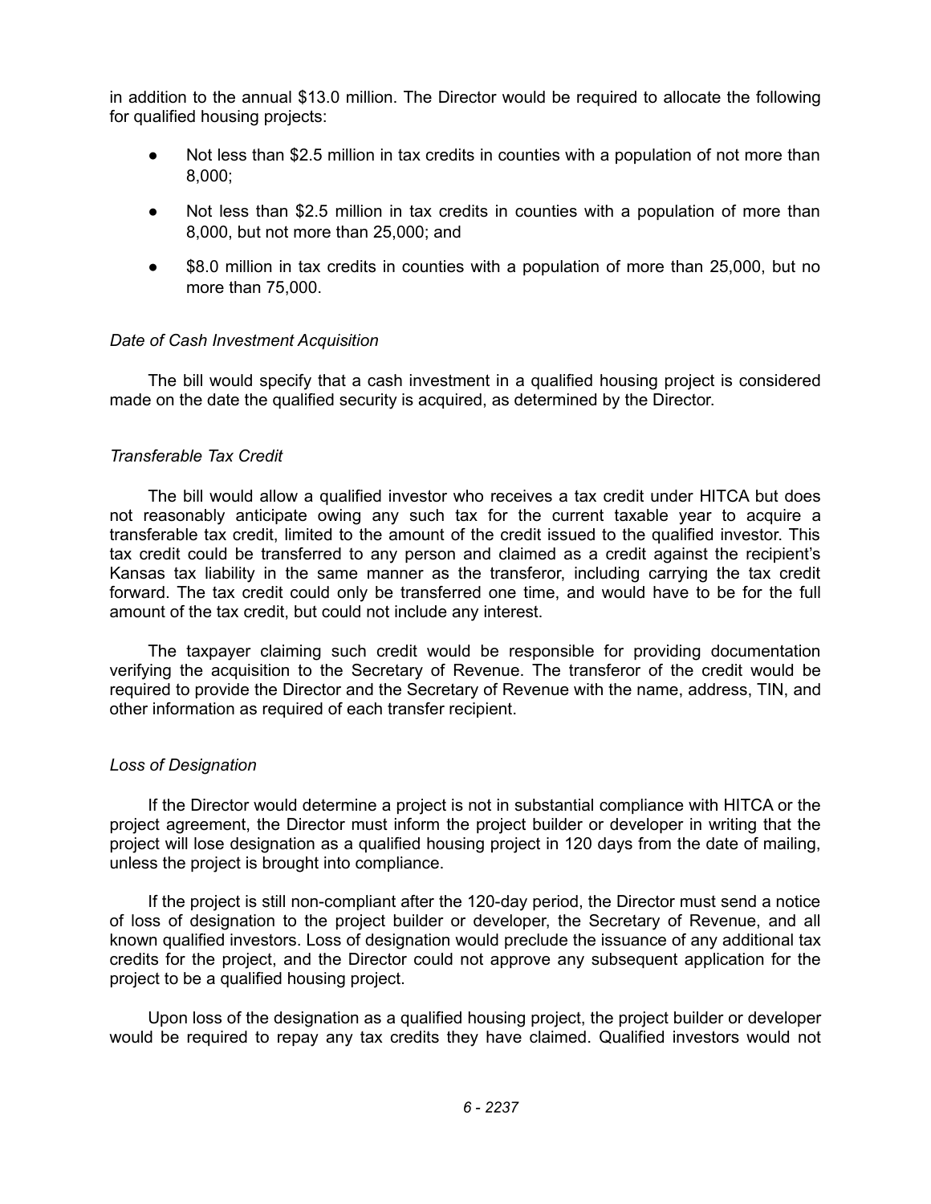in addition to the annual $13.0 million. The Director would be required to allocate the following for qualified housing projects:

- Not less than $2.5 million in tax credits in counties with a population of not more than 8,000;
- Not less than $2.5 million in tax credits in counties with a population of more than 8,000, but not more than 25,000; and
- $8.0 million in tax credits in counties with a population of more than 25,000, but no more than 75,000.

*Date of Cash Investment Acquisition*

The bill would specify that a cash investment in a qualified housing project is considered made on the date the qualified security is acquired, as determined by the Director.

*Transferable Tax Credit*

The bill would allow a qualified investor who receives a tax credit under HITCA but does not reasonably anticipate owing any such tax for the current taxable year to acquire a transferable tax credit, limited to the amount of the credit issued to the qualified investor. This tax credit could be transferred to any person and claimed as a credit against the recipient's Kansas tax liability in the same manner as the transferor, including carrying the tax credit forward. The tax credit could only be transferred one time, and would have to be for the full amount of the tax credit, but could not include any interest.

The taxpayer claiming such credit would be responsible for providing documentation verifying the acquisition to the Secretary of Revenue. The transferor of the credit would be required to provide the Director and the Secretary of Revenue with the name, address, TIN, and other information as required of each transfer recipient.

*Loss of Designation*

If the Director would determine a project is not in substantial compliance with HITCA or the project agreement, the Director must inform the project builder or developer in writing that the project will lose designation as a qualified housing project in 120 days from the date of mailing, unless the project is brought into compliance.

If the project is still non-compliant after the 120-day period, the Director must send a notice of loss of designation to the project builder or developer, the Secretary of Revenue, and all known qualified investors. Loss of designation would preclude the issuance of any additional tax credits for the project, and the Director could not approve any subsequent application for the project to be a qualified housing project.

Upon loss of the designation as a qualified housing project, the project builder or developer would be required to repay any tax credits they have claimed. Qualified investors would not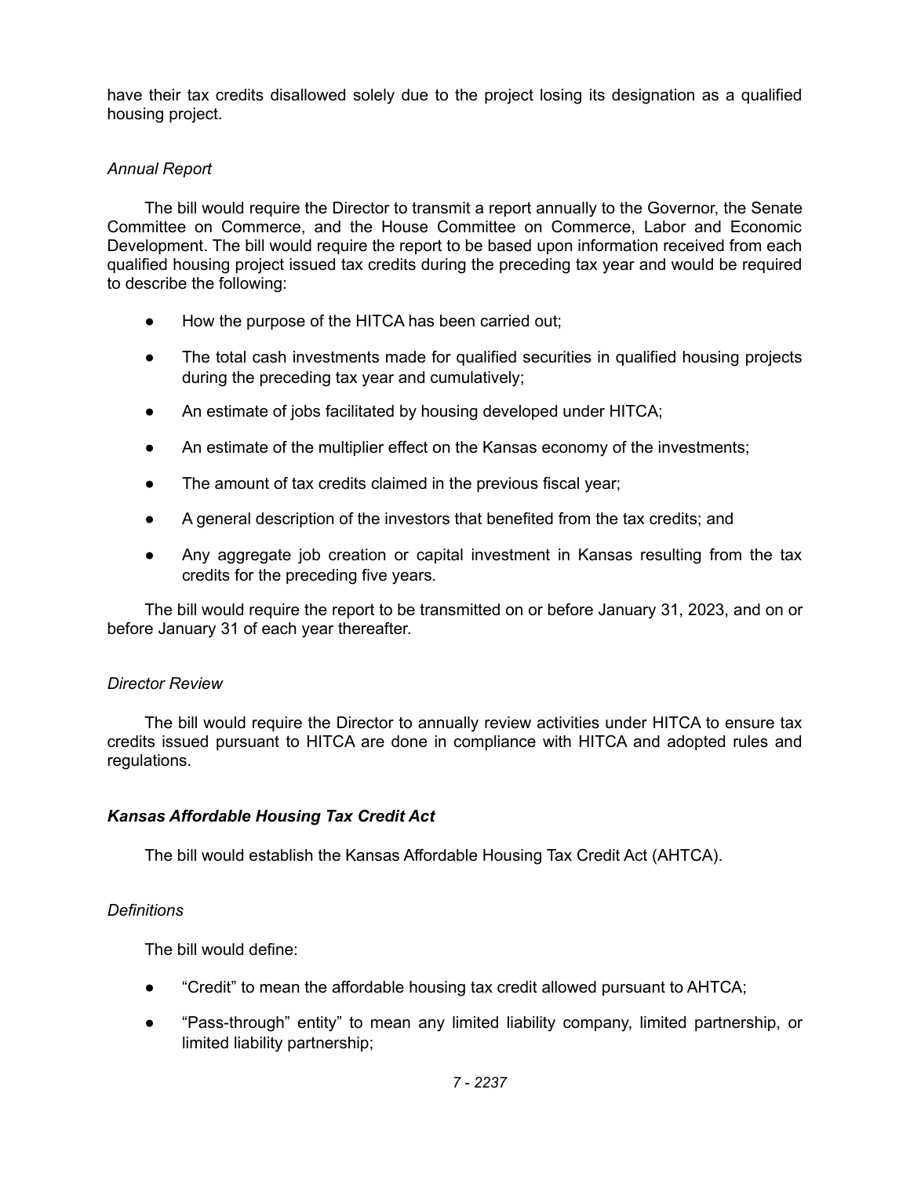have their tax credits disallowed solely due to the project losing its designation as a qualified housing project.

*Annual Report*

The bill would require the Director to transmit a report annually to the Governor, the Senate Committee on Commerce, and the House Committee on Commerce, Labor and Economic Development. The bill would require the report to be based upon information received from each qualified housing project issued tax credits during the preceding tax year and would be required to describe the following:

- How the purpose of the HITCA has been carried out;
- The total cash investments made for qualified securities in qualified housing projects during the preceding tax year and cumulatively;
- An estimate of jobs facilitated by housing developed under HITCA;
- An estimate of the multiplier effect on the Kansas economy of the investments;
- The amount of tax credits claimed in the previous fiscal year;
- A general description of the investors that benefited from the tax credits; and
- Any aggregate job creation or capital investment in Kansas resulting from the tax credits for the preceding five years.

The bill would require the report to be transmitted on or before January 31, 2023, and on or before January 31 of each year thereafter.

*Director Review*

The bill would require the Director to annually review activities under HITCA to ensure tax credits issued pursuant to HITCA are done in compliance with HITCA and adopted rules and regulations.

***Kansas Affordable Housing Tax Credit Act***

The bill would establish the Kansas Affordable Housing Tax Credit Act (AHTCA).

*Definitions*

The bill would define:

- "Credit" to mean the affordable housing tax credit allowed pursuant to AHTCA;
- "Pass-through" entity" to mean any limited liability company, limited partnership, or limited liability partnership;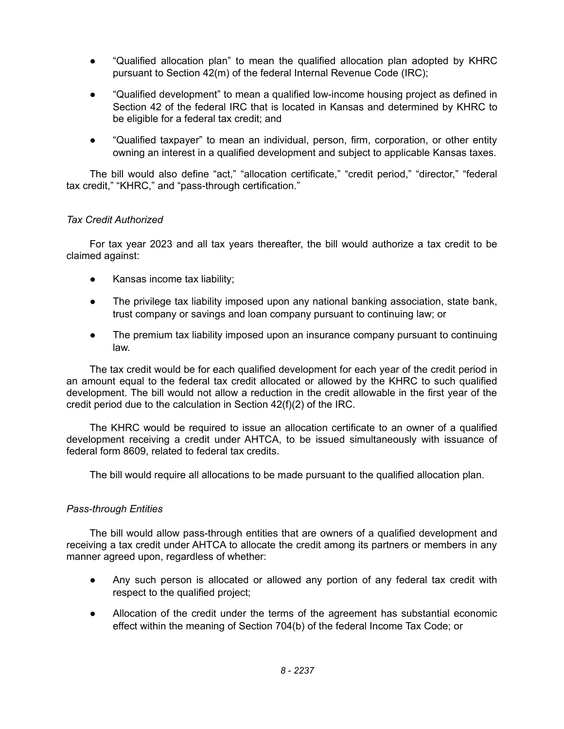- "Qualified allocation plan" to mean the qualified allocation plan adopted by KHRC pursuant to Section 42(m) of the federal Internal Revenue Code (IRC);
- "Qualified development" to mean a qualified low-income housing project as defined in Section 42 of the federal IRC that is located in Kansas and determined by KHRC to be eligible for a federal tax credit; and
- "Qualified taxpayer" to mean an individual, person, firm, corporation, or other entity owning an interest in a qualified development and subject to applicable Kansas taxes.

The bill would also define "act," "allocation certificate," "credit period," "director," "federal tax credit," "KHRC," and "pass-through certification."

*Tax Credit Authorized*

For tax year 2023 and all tax years thereafter, the bill would authorize a tax credit to be claimed against:

- Kansas income tax liability;
- The privilege tax liability imposed upon any national banking association, state bank, trust company or savings and loan company pursuant to continuing law; or
- The premium tax liability imposed upon an insurance company pursuant to continuing law.

The tax credit would be for each qualified development for each year of the credit period in an amount equal to the federal tax credit allocated or allowed by the KHRC to such qualified development. The bill would not allow a reduction in the credit allowable in the first year of the credit period due to the calculation in Section 42(f)(2) of the IRC.

The KHRC would be required to issue an allocation certificate to an owner of a qualified development receiving a credit under AHTCA, to be issued simultaneously with issuance of federal form 8609, related to federal tax credits.

The bill would require all allocations to be made pursuant to the qualified allocation plan.

*Pass-through Entities*

The bill would allow pass-through entities that are owners of a qualified development and receiving a tax credit under AHTCA to allocate the credit among its partners or members in any manner agreed upon, regardless of whether:

- Any such person is allocated or allowed any portion of any federal tax credit with respect to the qualified project;
- Allocation of the credit under the terms of the agreement has substantial economic effect within the meaning of Section 704(b) of the federal Income Tax Code; or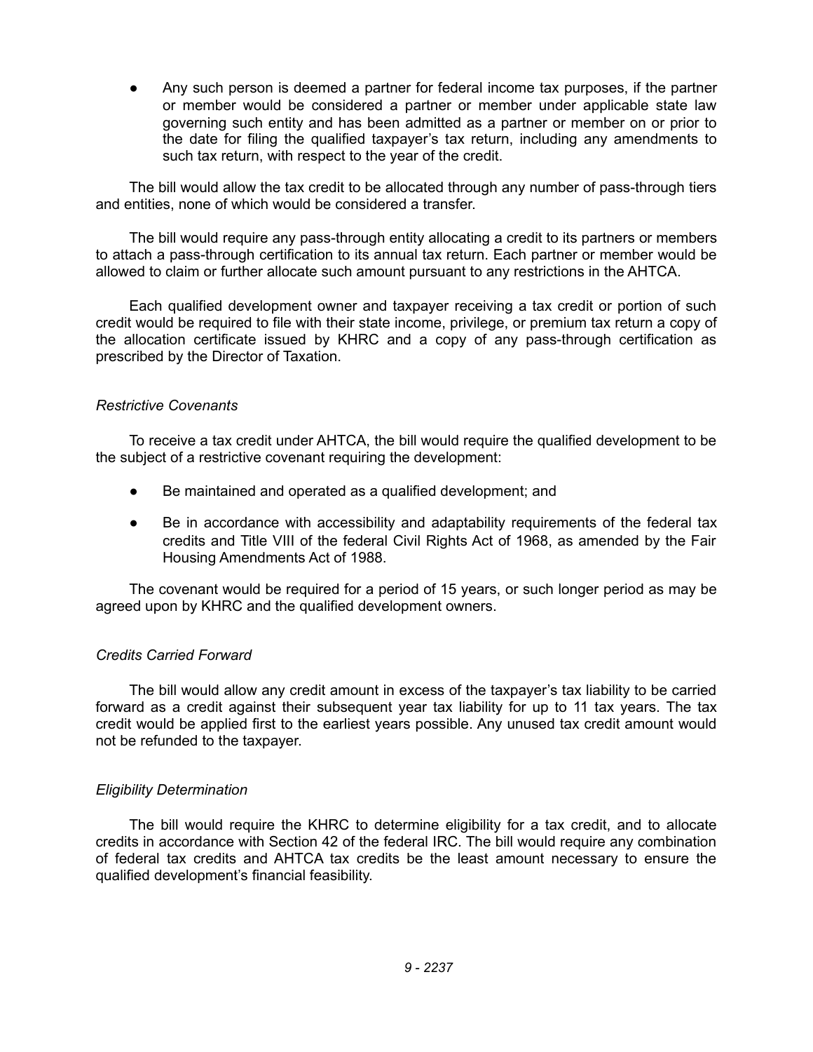- Any such person is deemed a partner for federal income tax purposes, if the partner or member would be considered a partner or member under applicable state law governing such entity and has been admitted as a partner or member on or prior to the date for filing the qualified taxpayer's tax return, including any amendments to such tax return, with respect to the year of the credit.

The bill would allow the tax credit to be allocated through any number of pass-through tiers and entities, none of which would be considered a transfer.

The bill would require any pass-through entity allocating a credit to its partners or members to attach a pass-through certification to its annual tax return. Each partner or member would be allowed to claim or further allocate such amount pursuant to any restrictions in the AHTCA.

Each qualified development owner and taxpayer receiving a tax credit or portion of such credit would be required to file with their state income, privilege, or premium tax return a copy of the allocation certificate issued by KHRC and a copy of any pass-through certification as prescribed by the Director of Taxation.

*Restrictive Covenants*

To receive a tax credit under AHTCA, the bill would require the qualified development to be the subject of a restrictive covenant requiring the development:

- Be maintained and operated as a qualified development; and
- Be in accordance with accessibility and adaptability requirements of the federal tax credits and Title VIII of the federal Civil Rights Act of 1968, as amended by the Fair Housing Amendments Act of 1988.

The covenant would be required for a period of 15 years, or such longer period as may be agreed upon by KHRC and the qualified development owners.

*Credits Carried Forward*

The bill would allow any credit amount in excess of the taxpayer's tax liability to be carried forward as a credit against their subsequent year tax liability for up to 11 tax years. The tax credit would be applied first to the earliest years possible. Any unused tax credit amount would not be refunded to the taxpayer.

*Eligibility Determination*

The bill would require the KHRC to determine eligibility for a tax credit, and to allocate credits in accordance with Section 42 of the federal IRC. The bill would require any combination of federal tax credits and AHTCA tax credits be the least amount necessary to ensure the qualified development's financial feasibility.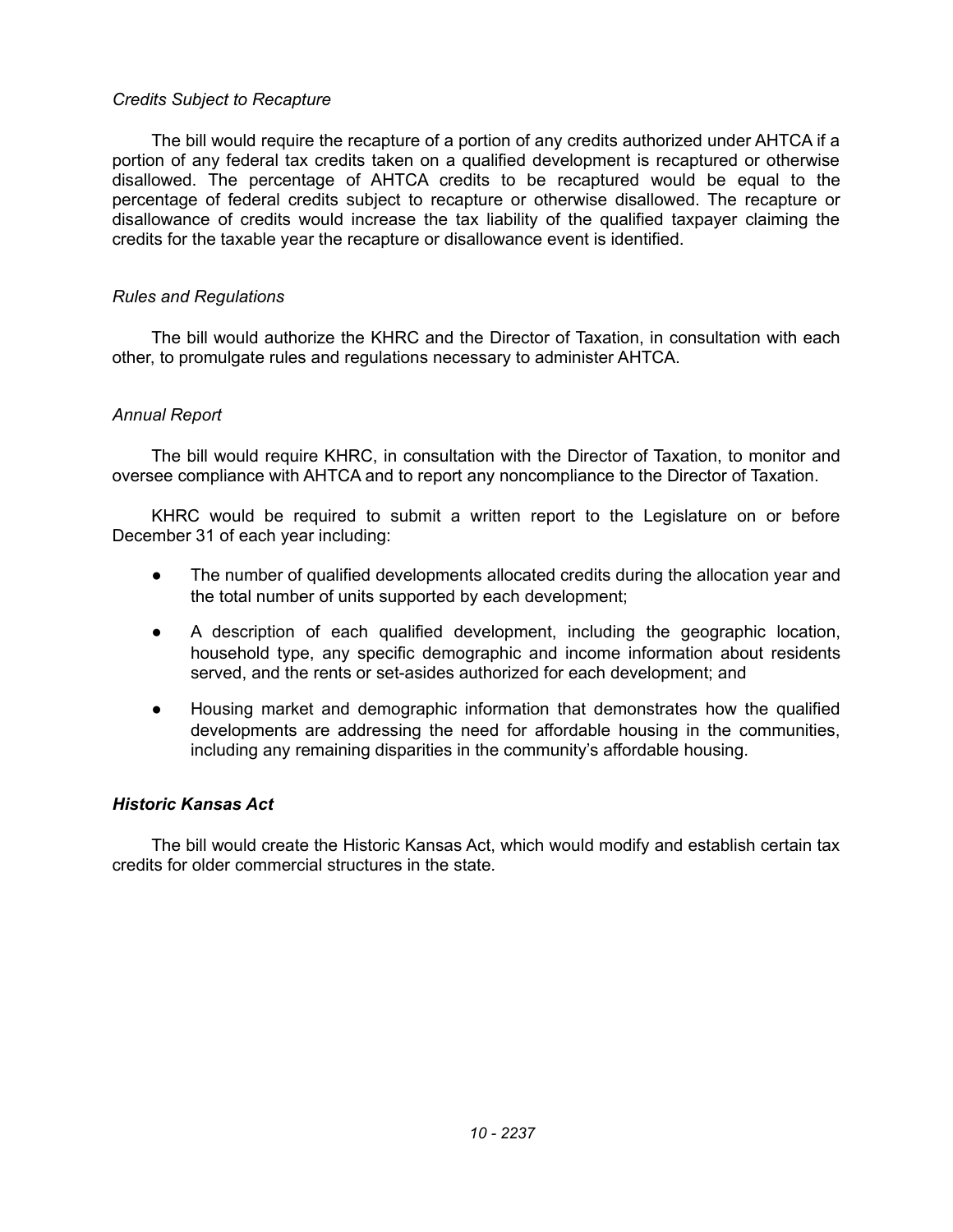*Credits Subject to Recapture*

The bill would require the recapture of a portion of any credits authorized under AHTCA if a portion of any federal tax credits taken on a qualified development is recaptured or otherwise disallowed. The percentage of AHTCA credits to be recaptured would be equal to the percentage of federal credits subject to recapture or otherwise disallowed. The recapture or disallowance of credits would increase the tax liability of the qualified taxpayer claiming the credits for the taxable year the recapture or disallowance event is identified.

*Rules and Regulations*

The bill would authorize the KHRC and the Director of Taxation, in consultation with each other, to promulgate rules and regulations necessary to administer AHTCA.

*Annual Report*

The bill would require KHRC, in consultation with the Director of Taxation, to monitor and oversee compliance with AHTCA and to report any noncompliance to the Director of Taxation.

KHRC would be required to submit a written report to the Legislature on or before December 31 of each year including:

- The number of qualified developments allocated credits during the allocation year and the total number of units supported by each development;
- A description of each qualified development, including the geographic location, household type, any specific demographic and income information about residents served, and the rents or set-asides authorized for each development; and
- Housing market and demographic information that demonstrates how the qualified developments are addressing the need for affordable housing in the communities, including any remaining disparities in the community's affordable housing.

***Historic Kansas Act***

The bill would create the Historic Kansas Act, which would modify and establish certain tax credits for older commercial structures in the state.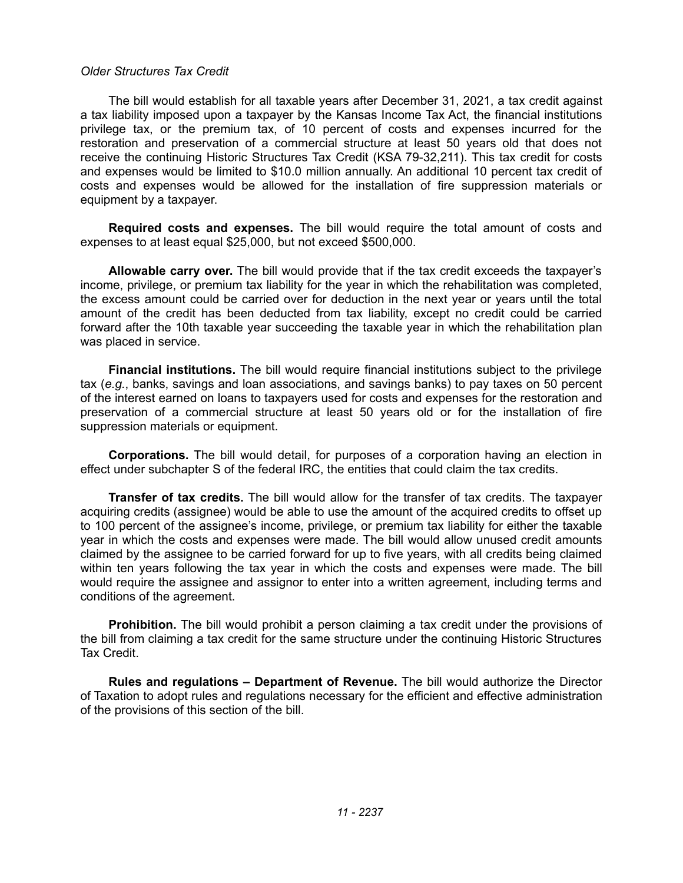*Older Structures Tax Credit*

The bill would establish for all taxable years after December 31, 2021, a tax credit against a tax liability imposed upon a taxpayer by the Kansas Income Tax Act, the financial institutions privilege tax, or the premium tax, of 10 percent of costs and expenses incurred for the restoration and preservation of a commercial structure at least 50 years old that does not receive the continuing Historic Structures Tax Credit (KSA 79-32,211). This tax credit for costs and expenses would be limited to $10.0 million annually. An additional 10 percent tax credit of costs and expenses would be allowed for the installation of fire suppression materials or equipment by a taxpayer.

**Required costs and expenses.** The bill would require the total amount of costs and expenses to at least equal $25,000, but not exceed $500,000.

**Allowable carry over.** The bill would provide that if the tax credit exceeds the taxpayer's income, privilege, or premium tax liability for the year in which the rehabilitation was completed, the excess amount could be carried over for deduction in the next year or years until the total amount of the credit has been deducted from tax liability, except no credit could be carried forward after the 10th taxable year succeeding the taxable year in which the rehabilitation plan was placed in service.

**Financial institutions.** The bill would require financial institutions subject to the privilege tax (*e.g.*, banks, savings and loan associations, and savings banks) to pay taxes on 50 percent of the interest earned on loans to taxpayers used for costs and expenses for the restoration and preservation of a commercial structure at least 50 years old or for the installation of fire suppression materials or equipment.

**Corporations.** The bill would detail, for purposes of a corporation having an election in effect under subchapter S of the federal IRC, the entities that could claim the tax credits.

**Transfer of tax credits.** The bill would allow for the transfer of tax credits. The taxpayer acquiring credits (assignee) would be able to use the amount of the acquired credits to offset up to 100 percent of the assignee's income, privilege, or premium tax liability for either the taxable year in which the costs and expenses were made. The bill would allow unused credit amounts claimed by the assignee to be carried forward for up to five years, with all credits being claimed within ten years following the tax year in which the costs and expenses were made. The bill would require the assignee and assignor to enter into a written agreement, including terms and conditions of the agreement.

**Prohibition.** The bill would prohibit a person claiming a tax credit under the provisions of the bill from claiming a tax credit for the same structure under the continuing Historic Structures Tax Credit.

**Rules and regulations – Department of Revenue.** The bill would authorize the Director of Taxation to adopt rules and regulations necessary for the efficient and effective administration of the provisions of this section of the bill.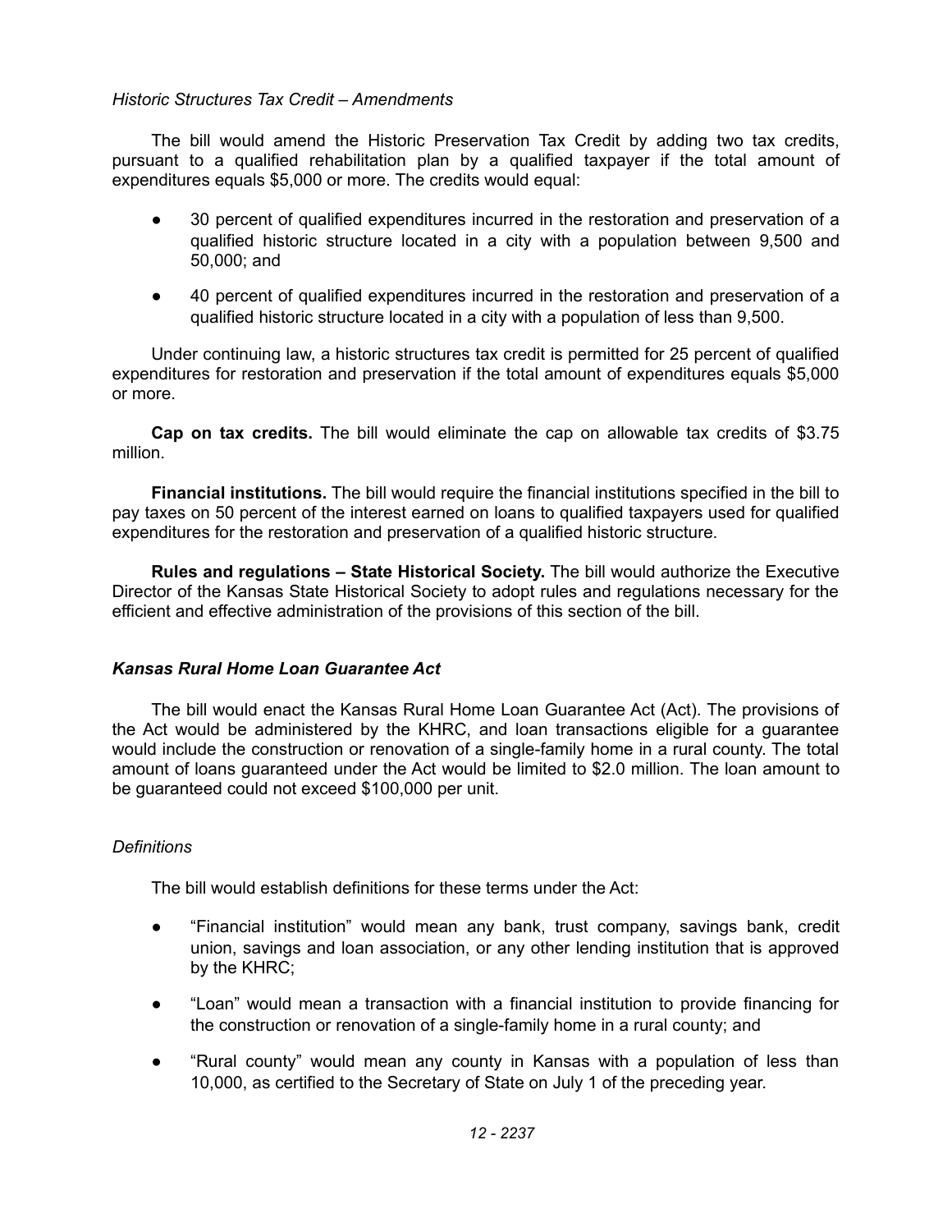*Historic Structures Tax Credit – Amendments*

The bill would amend the Historic Preservation Tax Credit by adding two tax credits, pursuant to a qualified rehabilitation plan by a qualified taxpayer if the total amount of expenditures equals $5,000 or more. The credits would equal:

- 30 percent of qualified expenditures incurred in the restoration and preservation of a qualified historic structure located in a city with a population between 9,500 and 50,000; and
- 40 percent of qualified expenditures incurred in the restoration and preservation of a qualified historic structure located in a city with a population of less than 9,500.

Under continuing law, a historic structures tax credit is permitted for 25 percent of qualified expenditures for restoration and preservation if the total amount of expenditures equals $5,000 or more.

**Cap on tax credits.** The bill would eliminate the cap on allowable tax credits of $3.75 million.

**Financial institutions.** The bill would require the financial institutions specified in the bill to pay taxes on 50 percent of the interest earned on loans to qualified taxpayers used for qualified expenditures for the restoration and preservation of a qualified historic structure.

**Rules and regulations – State Historical Society.** The bill would authorize the Executive Director of the Kansas State Historical Society to adopt rules and regulations necessary for the efficient and effective administration of the provisions of this section of the bill.

***Kansas Rural Home Loan Guarantee Act***

The bill would enact the Kansas Rural Home Loan Guarantee Act (Act). The provisions of the Act would be administered by the KHRC, and loan transactions eligible for a guarantee would include the construction or renovation of a single-family home in a rural county. The total amount of loans guaranteed under the Act would be limited to $2.0 million. The loan amount to be guaranteed could not exceed $100,000 per unit.

*Definitions*

The bill would establish definitions for these terms under the Act:

- "Financial institution" would mean any bank, trust company, savings bank, credit union, savings and loan association, or any other lending institution that is approved by the KHRC;
- "Loan" would mean a transaction with a financial institution to provide financing for the construction or renovation of a single-family home in a rural county; and
- "Rural county" would mean any county in Kansas with a population of less than 10,000, as certified to the Secretary of State on July 1 of the preceding year.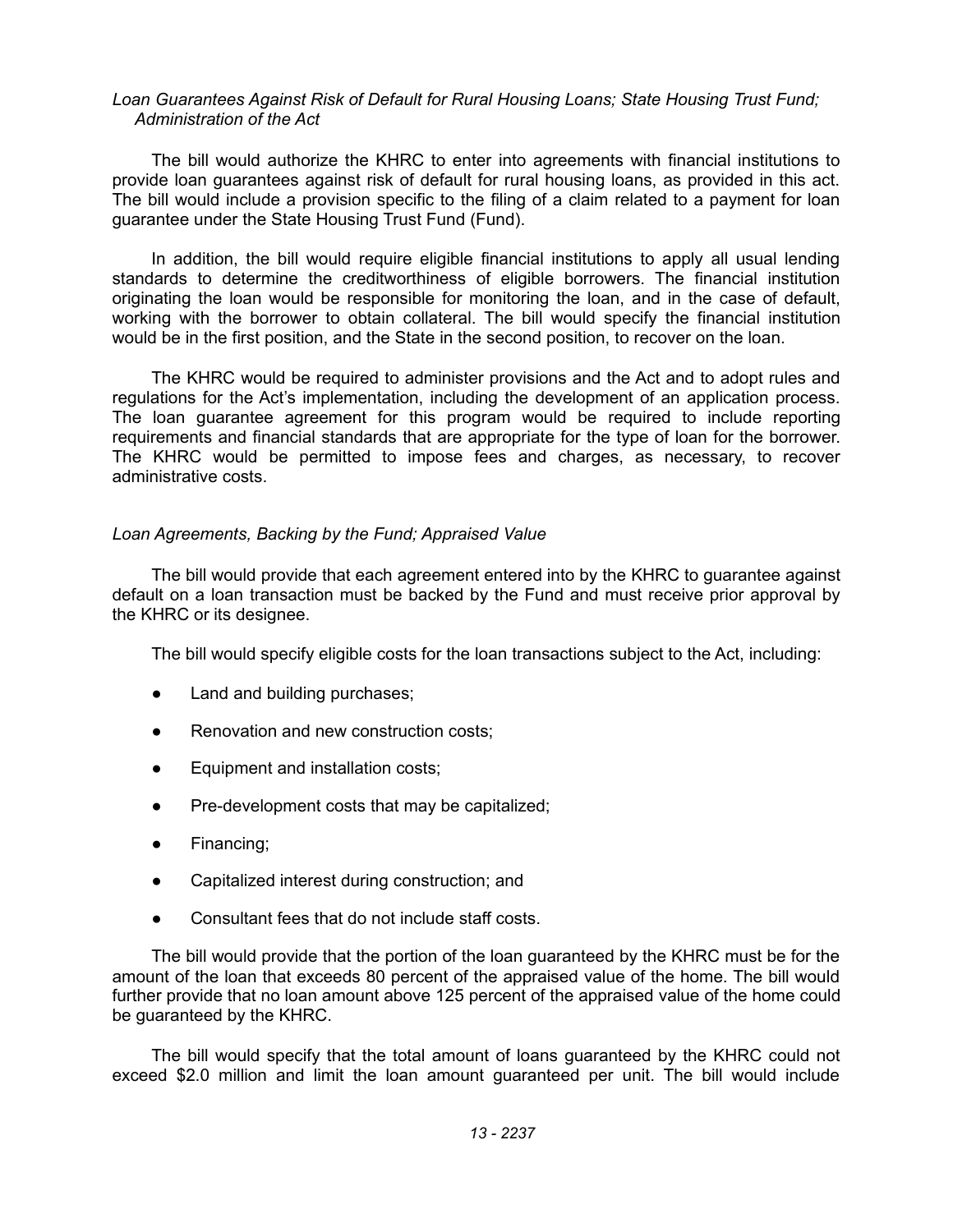*Loan Guarantees Against Risk of Default for Rural Housing Loans; State Housing Trust Fund; Administration of the Act*

The bill would authorize the KHRC to enter into agreements with financial institutions to provide loan guarantees against risk of default for rural housing loans, as provided in this act. The bill would include a provision specific to the filing of a claim related to a payment for loan guarantee under the State Housing Trust Fund (Fund).

In addition, the bill would require eligible financial institutions to apply all usual lending standards to determine the creditworthiness of eligible borrowers. The financial institution originating the loan would be responsible for monitoring the loan, and in the case of default, working with the borrower to obtain collateral. The bill would specify the financial institution would be in the first position, and the State in the second position, to recover on the loan.

The KHRC would be required to administer provisions and the Act and to adopt rules and regulations for the Act's implementation, including the development of an application process. The loan guarantee agreement for this program would be required to include reporting requirements and financial standards that are appropriate for the type of loan for the borrower. The KHRC would be permitted to impose fees and charges, as necessary, to recover administrative costs.

*Loan Agreements, Backing by the Fund; Appraised Value*

The bill would provide that each agreement entered into by the KHRC to guarantee against default on a loan transaction must be backed by the Fund and must receive prior approval by the KHRC or its designee.

The bill would specify eligible costs for the loan transactions subject to the Act, including:

- Land and building purchases;
- Renovation and new construction costs;
- Equipment and installation costs;
- Pre-development costs that may be capitalized;
- Financing;
- Capitalized interest during construction; and
- Consultant fees that do not include staff costs.

The bill would provide that the portion of the loan guaranteed by the KHRC must be for the amount of the loan that exceeds 80 percent of the appraised value of the home. The bill would further provide that no loan amount above 125 percent of the appraised value of the home could be guaranteed by the KHRC.

The bill would specify that the total amount of loans guaranteed by the KHRC could not exceed $2.0 million and limit the loan amount guaranteed per unit. The bill would include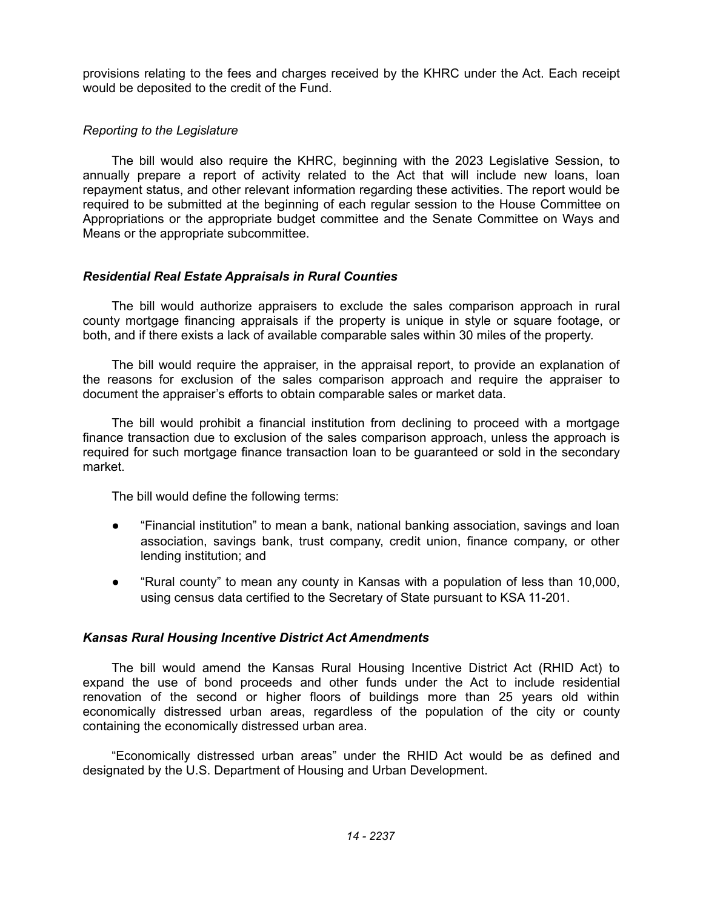provisions relating to the fees and charges received by the KHRC under the Act. Each receipt would be deposited to the credit of the Fund.

*Reporting to the Legislature*

The bill would also require the KHRC, beginning with the 2023 Legislative Session, to annually prepare a report of activity related to the Act that will include new loans, loan repayment status, and other relevant information regarding these activities. The report would be required to be submitted at the beginning of each regular session to the House Committee on Appropriations or the appropriate budget committee and the Senate Committee on Ways and Means or the appropriate subcommittee.

### ***Residential Real Estate Appraisals in Rural Counties***

The bill would authorize appraisers to exclude the sales comparison approach in rural county mortgage financing appraisals if the property is unique in style or square footage, or both, and if there exists a lack of available comparable sales within 30 miles of the property.

The bill would require the appraiser, in the appraisal report, to provide an explanation of the reasons for exclusion of the sales comparison approach and require the appraiser to document the appraiser's efforts to obtain comparable sales or market data.

The bill would prohibit a financial institution from declining to proceed with a mortgage finance transaction due to exclusion of the sales comparison approach, unless the approach is required for such mortgage finance transaction loan to be guaranteed or sold in the secondary market.

The bill would define the following terms:

- "Financial institution" to mean a bank, national banking association, savings and loan association, savings bank, trust company, credit union, finance company, or other lending institution; and
- "Rural county" to mean any county in Kansas with a population of less than 10,000, using census data certified to the Secretary of State pursuant to KSA 11-201.

### ***Kansas Rural Housing Incentive District Act Amendments***

The bill would amend the Kansas Rural Housing Incentive District Act (RHID Act) to expand the use of bond proceeds and other funds under the Act to include residential renovation of the second or higher floors of buildings more than 25 years old within economically distressed urban areas, regardless of the population of the city or county containing the economically distressed urban area.

"Economically distressed urban areas" under the RHID Act would be as defined and designated by the U.S. Department of Housing and Urban Development.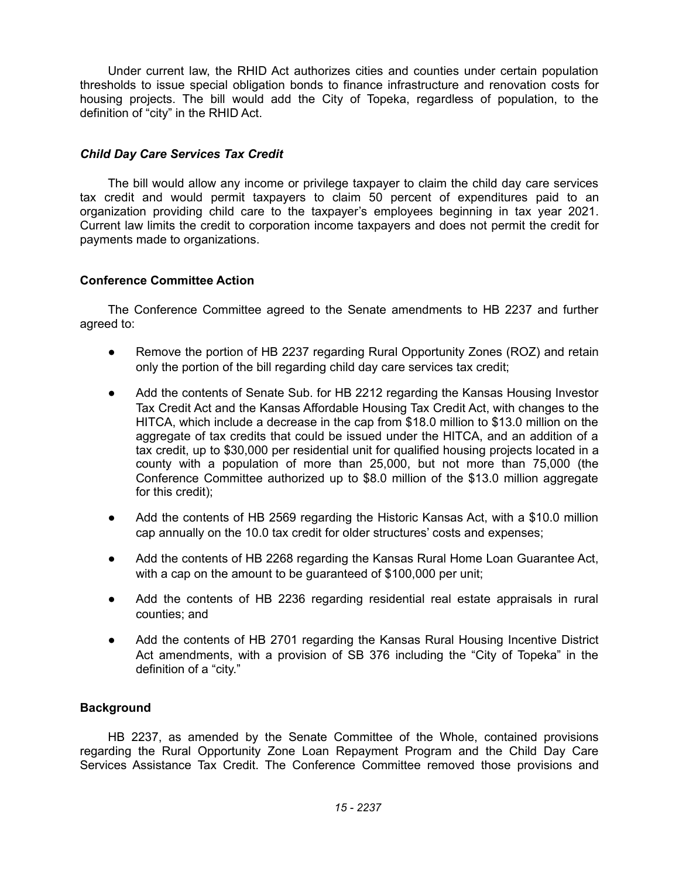Under current law, the RHID Act authorizes cities and counties under certain population thresholds to issue special obligation bonds to finance infrastructure and renovation costs for housing projects. The bill would add the City of Topeka, regardless of population, to the definition of "city" in the RHID Act.

### *Child Day Care Services Tax Credit*

The bill would allow any income or privilege taxpayer to claim the child day care services tax credit and would permit taxpayers to claim 50 percent of expenditures paid to an organization providing child care to the taxpayer's employees beginning in tax year 2021. Current law limits the credit to corporation income taxpayers and does not permit the credit for payments made to organizations.

### **Conference Committee Action**

The Conference Committee agreed to the Senate amendments to HB 2237 and further agreed to:

- Remove the portion of HB 2237 regarding Rural Opportunity Zones (ROZ) and retain only the portion of the bill regarding child day care services tax credit;
- Add the contents of Senate Sub. for HB 2212 regarding the Kansas Housing Investor Tax Credit Act and the Kansas Affordable Housing Tax Credit Act, with changes to the HITCA, which include a decrease in the cap from $18.0 million to $13.0 million on the aggregate of tax credits that could be issued under the HITCA, and an addition of a tax credit, up to $30,000 per residential unit for qualified housing projects located in a county with a population of more than 25,000, but not more than 75,000 (the Conference Committee authorized up to $8.0 million of the $13.0 million aggregate for this credit);
- Add the contents of HB 2569 regarding the Historic Kansas Act, with a $10.0 million cap annually on the 10.0 tax credit for older structures' costs and expenses;
- Add the contents of HB 2268 regarding the Kansas Rural Home Loan Guarantee Act, with a cap on the amount to be guaranteed of $100,000 per unit;
- Add the contents of HB 2236 regarding residential real estate appraisals in rural counties; and
- Add the contents of HB 2701 regarding the Kansas Rural Housing Incentive District Act amendments, with a provision of SB 376 including the "City of Topeka" in the definition of a "city."

### **Background**

HB 2237, as amended by the Senate Committee of the Whole, contained provisions regarding the Rural Opportunity Zone Loan Repayment Program and the Child Day Care Services Assistance Tax Credit. The Conference Committee removed those provisions and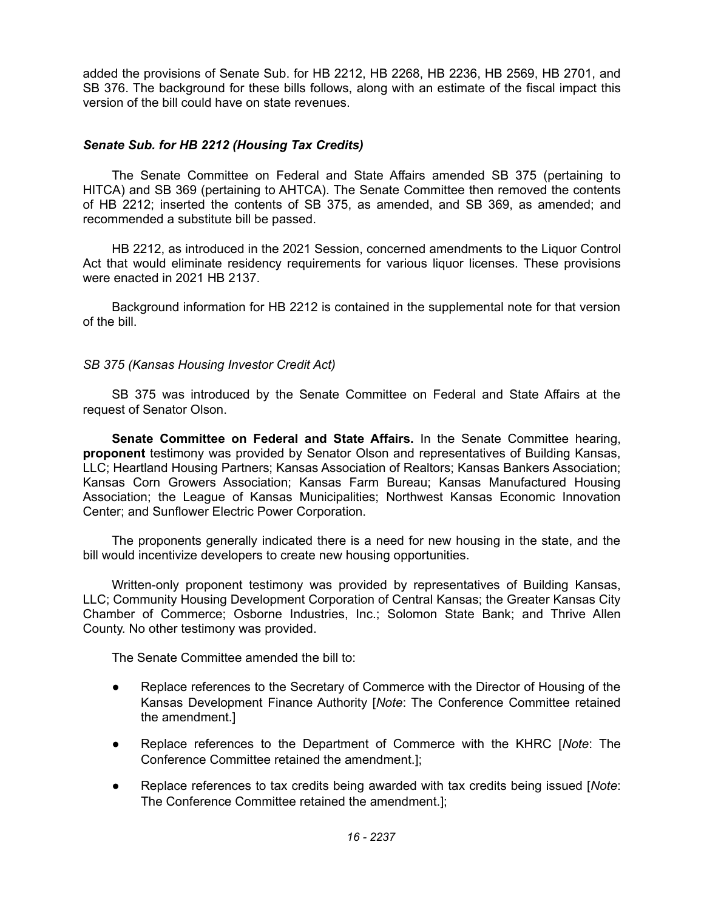added the provisions of Senate Sub. for HB 2212, HB 2268, HB 2236, HB 2569, HB 2701, and SB 376. The background for these bills follows, along with an estimate of the fiscal impact this version of the bill could have on state revenues.

### *Senate Sub. for HB 2212 (Housing Tax Credits)*

The Senate Committee on Federal and State Affairs amended SB 375 (pertaining to HITCA) and SB 369 (pertaining to AHTCA). The Senate Committee then removed the contents of HB 2212; inserted the contents of SB 375, as amended, and SB 369, as amended; and recommended a substitute bill be passed.

HB 2212, as introduced in the 2021 Session, concerned amendments to the Liquor Control Act that would eliminate residency requirements for various liquor licenses. These provisions were enacted in 2021 HB 2137.

Background information for HB 2212 is contained in the supplemental note for that version of the bill.

#### *SB 375 (Kansas Housing Investor Credit Act)*

SB 375 was introduced by the Senate Committee on Federal and State Affairs at the request of Senator Olson.

**Senate Committee on Federal and State Affairs.** In the Senate Committee hearing, **proponent** testimony was provided by Senator Olson and representatives of Building Kansas, LLC; Heartland Housing Partners; Kansas Association of Realtors; Kansas Bankers Association; Kansas Corn Growers Association; Kansas Farm Bureau; Kansas Manufactured Housing Association; the League of Kansas Municipalities; Northwest Kansas Economic Innovation Center; and Sunflower Electric Power Corporation.

The proponents generally indicated there is a need for new housing in the state, and the bill would incentivize developers to create new housing opportunities.

Written-only proponent testimony was provided by representatives of Building Kansas, LLC; Community Housing Development Corporation of Central Kansas; the Greater Kansas City Chamber of Commerce; Osborne Industries, Inc.; Solomon State Bank; and Thrive Allen County. No other testimony was provided.

The Senate Committee amended the bill to:

- Replace references to the Secretary of Commerce with the Director of Housing of the Kansas Development Finance Authority [*Note*: The Conference Committee retained the amendment.]
- Replace references to the Department of Commerce with the KHRC [*Note*: The Conference Committee retained the amendment.];
- Replace references to tax credits being awarded with tax credits being issued [*Note*: The Conference Committee retained the amendment.];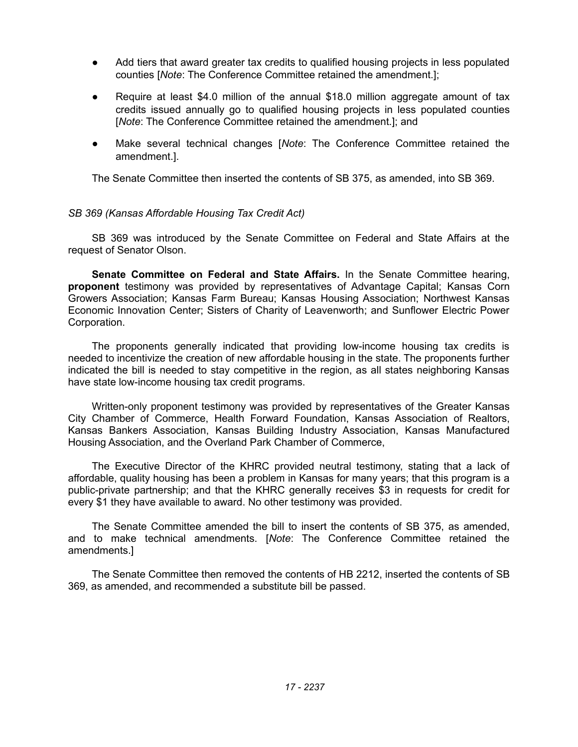- Add tiers that award greater tax credits to qualified housing projects in less populated counties [*Note*: The Conference Committee retained the amendment.];
- Require at least $4.0 million of the annual $18.0 million aggregate amount of tax credits issued annually go to qualified housing projects in less populated counties [*Note*: The Conference Committee retained the amendment.]; and
- Make several technical changes [*Note*: The Conference Committee retained the amendment.].

The Senate Committee then inserted the contents of SB 375, as amended, into SB 369.

*SB 369 (Kansas Affordable Housing Tax Credit Act)*

SB 369 was introduced by the Senate Committee on Federal and State Affairs at the request of Senator Olson.

**Senate Committee on Federal and State Affairs.** In the Senate Committee hearing, **proponent** testimony was provided by representatives of Advantage Capital; Kansas Corn Growers Association; Kansas Farm Bureau; Kansas Housing Association; Northwest Kansas Economic Innovation Center; Sisters of Charity of Leavenworth; and Sunflower Electric Power Corporation.

The proponents generally indicated that providing low-income housing tax credits is needed to incentivize the creation of new affordable housing in the state. The proponents further indicated the bill is needed to stay competitive in the region, as all states neighboring Kansas have state low-income housing tax credit programs.

Written-only proponent testimony was provided by representatives of the Greater Kansas City Chamber of Commerce, Health Forward Foundation, Kansas Association of Realtors, Kansas Bankers Association, Kansas Building Industry Association, Kansas Manufactured Housing Association, and the Overland Park Chamber of Commerce,

The Executive Director of the KHRC provided neutral testimony, stating that a lack of affordable, quality housing has been a problem in Kansas for many years; that this program is a public-private partnership; and that the KHRC generally receives $3 in requests for credit for every $1 they have available to award. No other testimony was provided.

The Senate Committee amended the bill to insert the contents of SB 375, as amended, and to make technical amendments. [*Note*: The Conference Committee retained the amendments.]

The Senate Committee then removed the contents of HB 2212, inserted the contents of SB 369, as amended, and recommended a substitute bill be passed.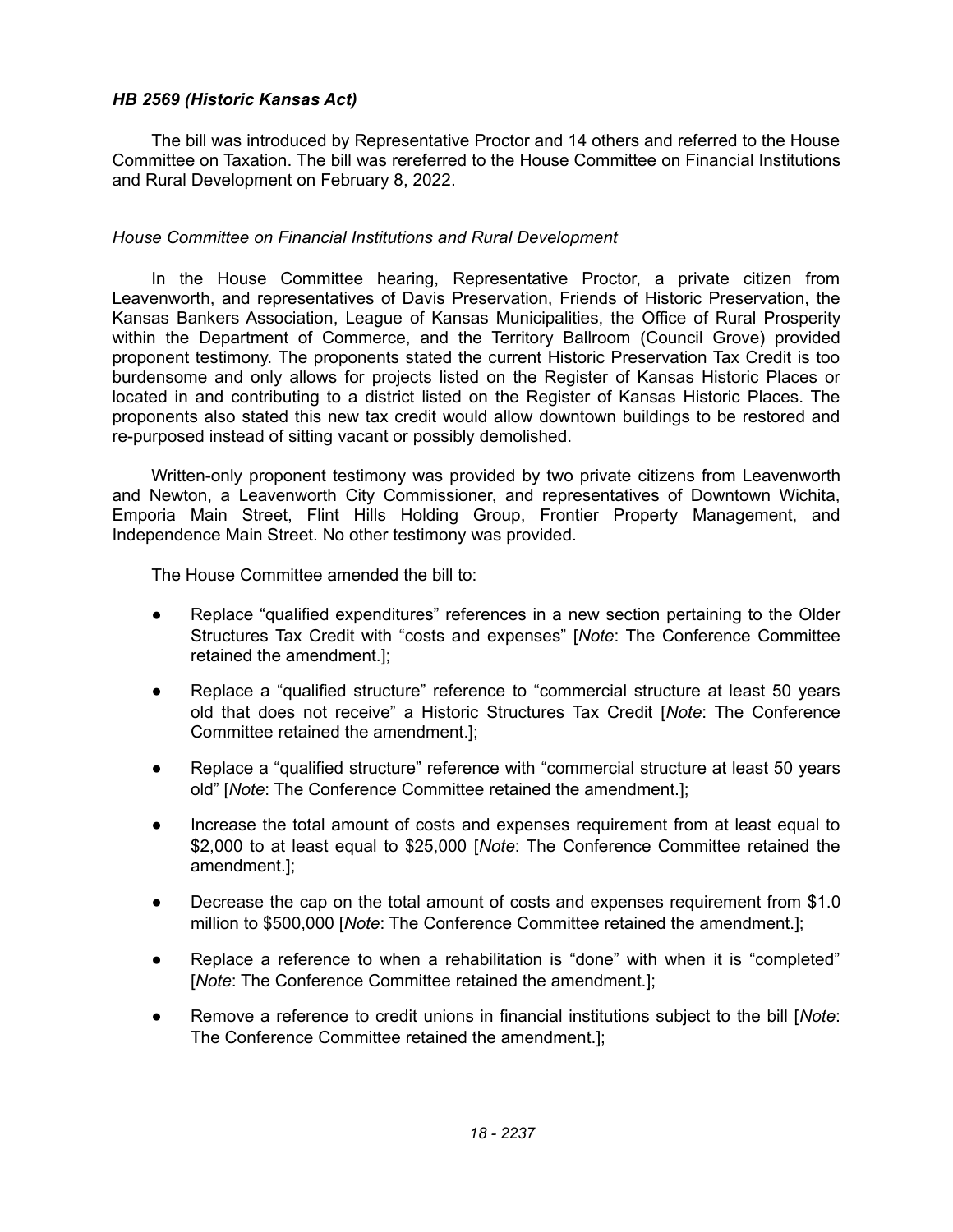### *HB 2569 (Historic Kansas Act)*

The bill was introduced by Representative Proctor and 14 others and referred to the House Committee on Taxation. The bill was rereferred to the House Committee on Financial Institutions and Rural Development on February 8, 2022.

#### *House Committee on Financial Institutions and Rural Development*

In the House Committee hearing, Representative Proctor, a private citizen from Leavenworth, and representatives of Davis Preservation, Friends of Historic Preservation, the Kansas Bankers Association, League of Kansas Municipalities, the Office of Rural Prosperity within the Department of Commerce, and the Territory Ballroom (Council Grove) provided proponent testimony. The proponents stated the current Historic Preservation Tax Credit is too burdensome and only allows for projects listed on the Register of Kansas Historic Places or located in and contributing to a district listed on the Register of Kansas Historic Places. The proponents also stated this new tax credit would allow downtown buildings to be restored and re-purposed instead of sitting vacant or possibly demolished.

Written-only proponent testimony was provided by two private citizens from Leavenworth and Newton, a Leavenworth City Commissioner, and representatives of Downtown Wichita, Emporia Main Street, Flint Hills Holding Group, Frontier Property Management, and Independence Main Street. No other testimony was provided.

The House Committee amended the bill to:

- Replace "qualified expenditures" references in a new section pertaining to the Older Structures Tax Credit with "costs and expenses" [*Note*: The Conference Committee retained the amendment.];
- Replace a "qualified structure" reference to "commercial structure at least 50 years old that does not receive" a Historic Structures Tax Credit [*Note*: The Conference Committee retained the amendment.];
- Replace a "qualified structure" reference with "commercial structure at least 50 years old" [*Note*: The Conference Committee retained the amendment.];
- Increase the total amount of costs and expenses requirement from at least equal to $2,000 to at least equal to $25,000 [*Note*: The Conference Committee retained the amendment.];
- Decrease the cap on the total amount of costs and expenses requirement from $1.0 million to $500,000 [*Note*: The Conference Committee retained the amendment.];
- Replace a reference to when a rehabilitation is "done" with when it is "completed" [*Note*: The Conference Committee retained the amendment.];
- Remove a reference to credit unions in financial institutions subject to the bill [*Note*: The Conference Committee retained the amendment.];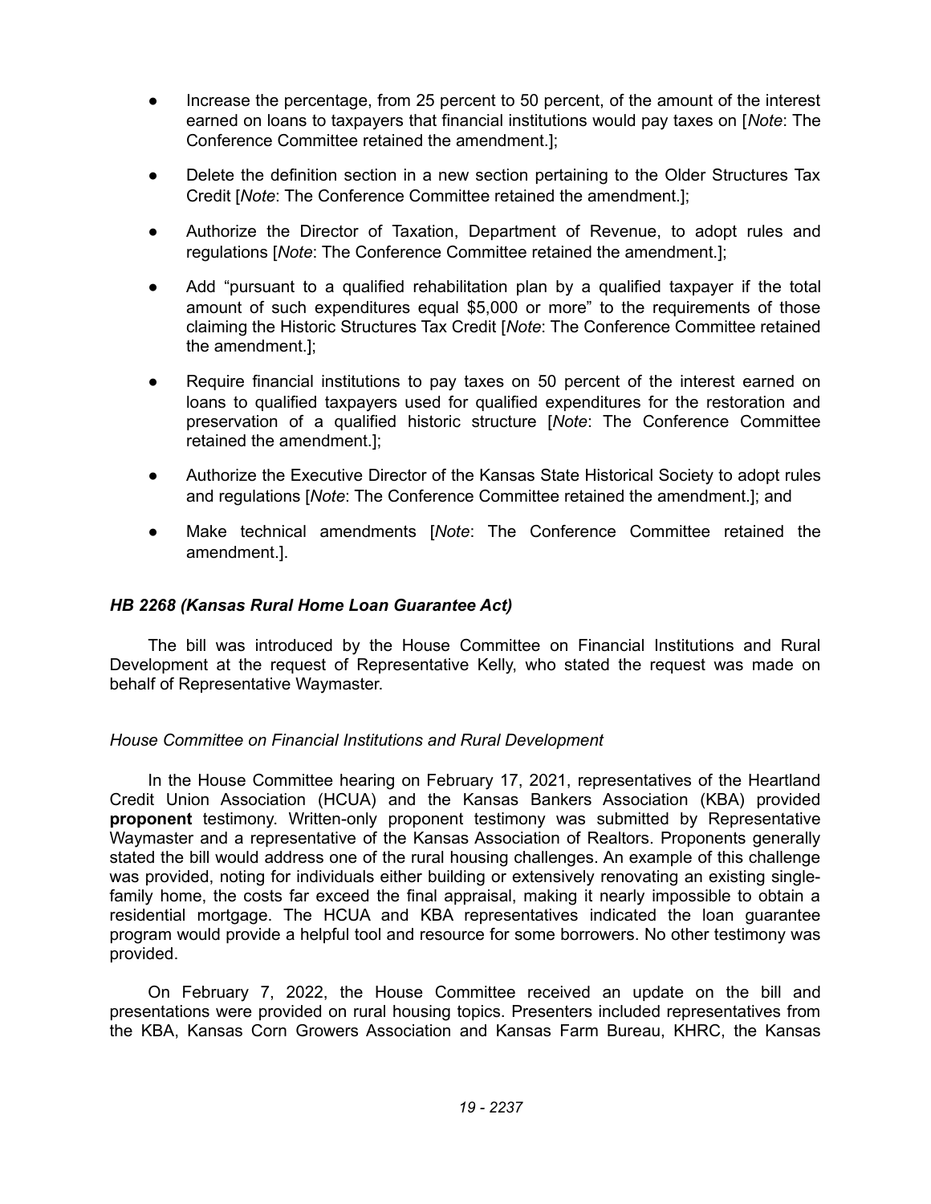- Increase the percentage, from 25 percent to 50 percent, of the amount of the interest earned on loans to taxpayers that financial institutions would pay taxes on [*Note*: The Conference Committee retained the amendment.];
- Delete the definition section in a new section pertaining to the Older Structures Tax Credit [*Note*: The Conference Committee retained the amendment.];
- Authorize the Director of Taxation, Department of Revenue, to adopt rules and regulations [*Note*: The Conference Committee retained the amendment.];
- Add "pursuant to a qualified rehabilitation plan by a qualified taxpayer if the total amount of such expenditures equal $5,000 or more" to the requirements of those claiming the Historic Structures Tax Credit [*Note*: The Conference Committee retained the amendment.];
- Require financial institutions to pay taxes on 50 percent of the interest earned on loans to qualified taxpayers used for qualified expenditures for the restoration and preservation of a qualified historic structure [*Note*: The Conference Committee retained the amendment.];
- Authorize the Executive Director of the Kansas State Historical Society to adopt rules and regulations [*Note*: The Conference Committee retained the amendment.]; and
- Make technical amendments [*Note*: The Conference Committee retained the amendment.].

### *HB 2268 (Kansas Rural Home Loan Guarantee Act)*

The bill was introduced by the House Committee on Financial Institutions and Rural Development at the request of Representative Kelly, who stated the request was made on behalf of Representative Waymaster.

#### *House Committee on Financial Institutions and Rural Development*

In the House Committee hearing on February 17, 2021, representatives of the Heartland Credit Union Association (HCUA) and the Kansas Bankers Association (KBA) provided **proponent** testimony. Written-only proponent testimony was submitted by Representative Waymaster and a representative of the Kansas Association of Realtors. Proponents generally stated the bill would address one of the rural housing challenges. An example of this challenge was provided, noting for individuals either building or extensively renovating an existing single-family home, the costs far exceed the final appraisal, making it nearly impossible to obtain a residential mortgage. The HCUA and KBA representatives indicated the loan guarantee program would provide a helpful tool and resource for some borrowers. No other testimony was provided.

On February 7, 2022, the House Committee received an update on the bill and presentations were provided on rural housing topics. Presenters included representatives from the KBA, Kansas Corn Growers Association and Kansas Farm Bureau, KHRC, the Kansas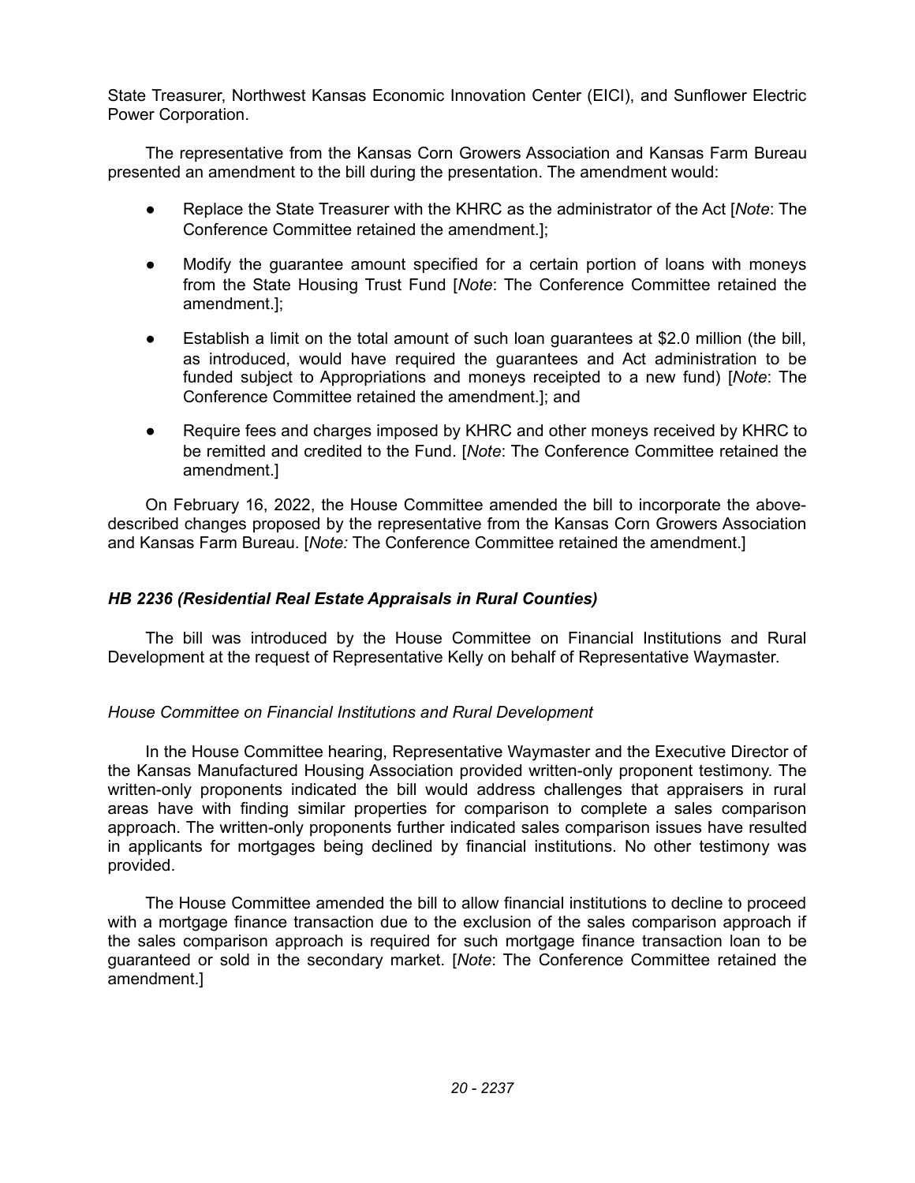State Treasurer, Northwest Kansas Economic Innovation Center (EICI), and Sunflower Electric Power Corporation.

The representative from the Kansas Corn Growers Association and Kansas Farm Bureau presented an amendment to the bill during the presentation. The amendment would:

- Replace the State Treasurer with the KHRC as the administrator of the Act [*Note*: The Conference Committee retained the amendment.];
- Modify the guarantee amount specified for a certain portion of loans with moneys from the State Housing Trust Fund [*Note*: The Conference Committee retained the amendment.];
- Establish a limit on the total amount of such loan guarantees at $2.0 million (the bill, as introduced, would have required the guarantees and Act administration to be funded subject to Appropriations and moneys receipted to a new fund) [*Note*: The Conference Committee retained the amendment.]; and
- Require fees and charges imposed by KHRC and other moneys received by KHRC to be remitted and credited to the Fund. [*Note*: The Conference Committee retained the amendment.]

On February 16, 2022, the House Committee amended the bill to incorporate the above-described changes proposed by the representative from the Kansas Corn Growers Association and Kansas Farm Bureau. [*Note:* The Conference Committee retained the amendment.]

### *HB 2236 (Residential Real Estate Appraisals in Rural Counties)*

The bill was introduced by the House Committee on Financial Institutions and Rural Development at the request of Representative Kelly on behalf of Representative Waymaster.

#### *House Committee on Financial Institutions and Rural Development*

In the House Committee hearing, Representative Waymaster and the Executive Director of the Kansas Manufactured Housing Association provided written-only proponent testimony. The written-only proponents indicated the bill would address challenges that appraisers in rural areas have with finding similar properties for comparison to complete a sales comparison approach. The written-only proponents further indicated sales comparison issues have resulted in applicants for mortgages being declined by financial institutions. No other testimony was provided.

The House Committee amended the bill to allow financial institutions to decline to proceed with a mortgage finance transaction due to the exclusion of the sales comparison approach if the sales comparison approach is required for such mortgage finance transaction loan to be guaranteed or sold in the secondary market. [*Note*: The Conference Committee retained the amendment.]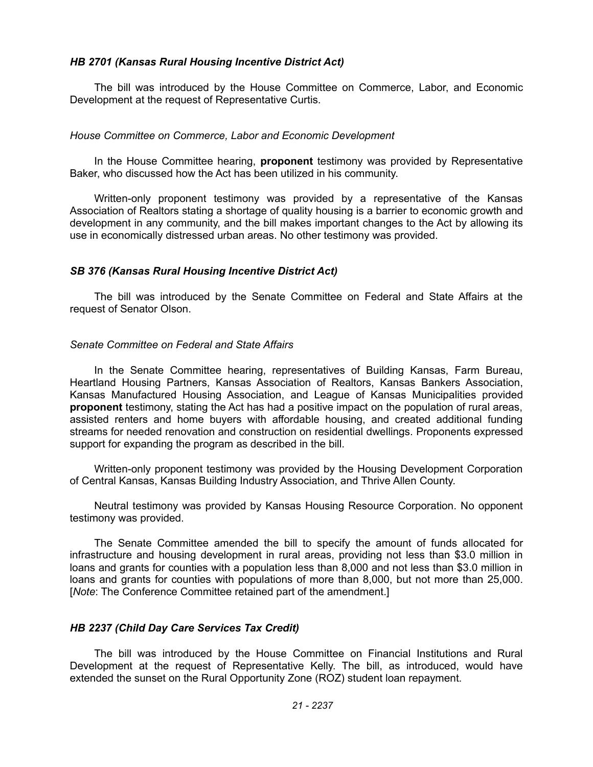### *HB 2701 (Kansas Rural Housing Incentive District Act)*

The bill was introduced by the House Committee on Commerce, Labor, and Economic Development at the request of Representative Curtis.

#### *House Committee on Commerce, Labor and Economic Development*

In the House Committee hearing, **proponent** testimony was provided by Representative Baker, who discussed how the Act has been utilized in his community.

Written-only proponent testimony was provided by a representative of the Kansas Association of Realtors stating a shortage of quality housing is a barrier to economic growth and development in any community, and the bill makes important changes to the Act by allowing its use in economically distressed urban areas. No other testimony was provided.

### *SB 376 (Kansas Rural Housing Incentive District Act)*

The bill was introduced by the Senate Committee on Federal and State Affairs at the request of Senator Olson.

#### *Senate Committee on Federal and State Affairs*

In the Senate Committee hearing, representatives of Building Kansas, Farm Bureau, Heartland Housing Partners, Kansas Association of Realtors, Kansas Bankers Association, Kansas Manufactured Housing Association, and League of Kansas Municipalities provided **proponent** testimony, stating the Act has had a positive impact on the population of rural areas, assisted renters and home buyers with affordable housing, and created additional funding streams for needed renovation and construction on residential dwellings. Proponents expressed support for expanding the program as described in the bill.

Written-only proponent testimony was provided by the Housing Development Corporation of Central Kansas, Kansas Building Industry Association, and Thrive Allen County.

Neutral testimony was provided by Kansas Housing Resource Corporation. No opponent testimony was provided.

The Senate Committee amended the bill to specify the amount of funds allocated for infrastructure and housing development in rural areas, providing not less than $3.0 million in loans and grants for counties with a population less than 8,000 and not less than $3.0 million in loans and grants for counties with populations of more than 8,000, but not more than 25,000. [*Note*: The Conference Committee retained part of the amendment.]

### *HB 2237 (Child Day Care Services Tax Credit)*

The bill was introduced by the House Committee on Financial Institutions and Rural Development at the request of Representative Kelly. The bill, as introduced, would have extended the sunset on the Rural Opportunity Zone (ROZ) student loan repayment.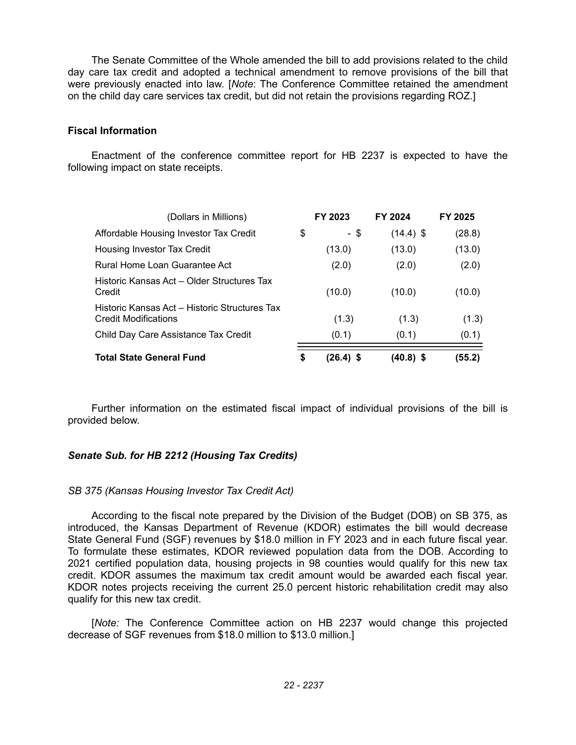The Senate Committee of the Whole amended the bill to add provisions related to the child day care tax credit and adopted a technical amendment to remove provisions of the bill that were previously enacted into law. [*Note*: The Conference Committee retained the amendment on the child day care services tax credit, but did not retain the provisions regarding ROZ.]

### Fiscal Information

Enactment of the conference committee report for HB 2237 is expected to have the following impact on state receipts.

| (Dollars in Millions) | FY 2023 | FY 2024 | FY 2025 |
|---|---|---|---|
| Affordable Housing Investor Tax Credit | $ - | $ (14.4) | $ (28.8) |
| Housing Investor Tax Credit | (13.0) | (13.0) | (13.0) |
| Rural Home Loan Guarantee Act | (2.0) | (2.0) | (2.0) |
| Historic Kansas Act – Older Structures Tax Credit | (10.0) | (10.0) | (10.0) |
| Historic Kansas Act – Historic Structures Tax Credit Modifications | (1.3) | (1.3) | (1.3) |
| Child Day Care Assistance Tax Credit | (0.1) | (0.1) | (0.1) |
| **Total State General Fund** | **$ (26.4)** | **$ (40.8)** | **$ (55.2)** |

Further information on the estimated fiscal impact of individual provisions of the bill is provided below.

### *Senate Sub. for HB 2212 (Housing Tax Credits)*

#### *SB 375 (Kansas Housing Investor Tax Credit Act)*

According to the fiscal note prepared by the Division of the Budget (DOB) on SB 375, as introduced, the Kansas Department of Revenue (KDOR) estimates the bill would decrease State General Fund (SGF) revenues by $18.0 million in FY 2023 and in each future fiscal year. To formulate these estimates, KDOR reviewed population data from the DOB. According to 2021 certified population data, housing projects in 98 counties would qualify for this new tax credit. KDOR assumes the maximum tax credit amount would be awarded each fiscal year. KDOR notes projects receiving the current 25.0 percent historic rehabilitation credit may also qualify for this new tax credit.

[*Note:* The Conference Committee action on HB 2237 would change this projected decrease of SGF revenues from $18.0 million to $13.0 million.]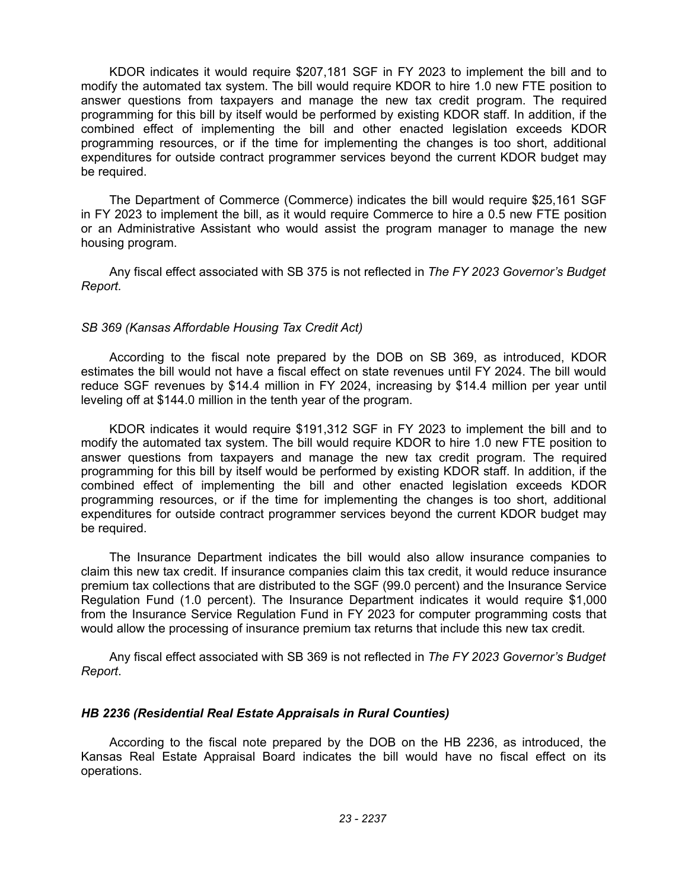KDOR indicates it would require $207,181 SGF in FY 2023 to implement the bill and to modify the automated tax system. The bill would require KDOR to hire 1.0 new FTE position to answer questions from taxpayers and manage the new tax credit program. The required programming for this bill by itself would be performed by existing KDOR staff. In addition, if the combined effect of implementing the bill and other enacted legislation exceeds KDOR programming resources, or if the time for implementing the changes is too short, additional expenditures for outside contract programmer services beyond the current KDOR budget may be required.

The Department of Commerce (Commerce) indicates the bill would require $25,161 SGF in FY 2023 to implement the bill, as it would require Commerce to hire a 0.5 new FTE position or an Administrative Assistant who would assist the program manager to manage the new housing program.

Any fiscal effect associated with SB 375 is not reflected in *The FY 2023 Governor's Budget Report.*

*SB 369 (Kansas Affordable Housing Tax Credit Act)*

According to the fiscal note prepared by the DOB on SB 369, as introduced, KDOR estimates the bill would not have a fiscal effect on state revenues until FY 2024. The bill would reduce SGF revenues by $14.4 million in FY 2024, increasing by $14.4 million per year until leveling off at $144.0 million in the tenth year of the program.

KDOR indicates it would require $191,312 SGF in FY 2023 to implement the bill and to modify the automated tax system. The bill would require KDOR to hire 1.0 new FTE position to answer questions from taxpayers and manage the new tax credit program. The required programming for this bill by itself would be performed by existing KDOR staff. In addition, if the combined effect of implementing the bill and other enacted legislation exceeds KDOR programming resources, or if the time for implementing the changes is too short, additional expenditures for outside contract programmer services beyond the current KDOR budget may be required.

The Insurance Department indicates the bill would also allow insurance companies to claim this new tax credit. If insurance companies claim this tax credit, it would reduce insurance premium tax collections that are distributed to the SGF (99.0 percent) and the Insurance Service Regulation Fund (1.0 percent). The Insurance Department indicates it would require $1,000 from the Insurance Service Regulation Fund in FY 2023 for computer programming costs that would allow the processing of insurance premium tax returns that include this new tax credit.

Any fiscal effect associated with SB 369 is not reflected in *The FY 2023 Governor's Budget Report*.

***HB 2236 (Residential Real Estate Appraisals in Rural Counties)***

According to the fiscal note prepared by the DOB on the HB 2236, as introduced, the Kansas Real Estate Appraisal Board indicates the bill would have no fiscal effect on its operations.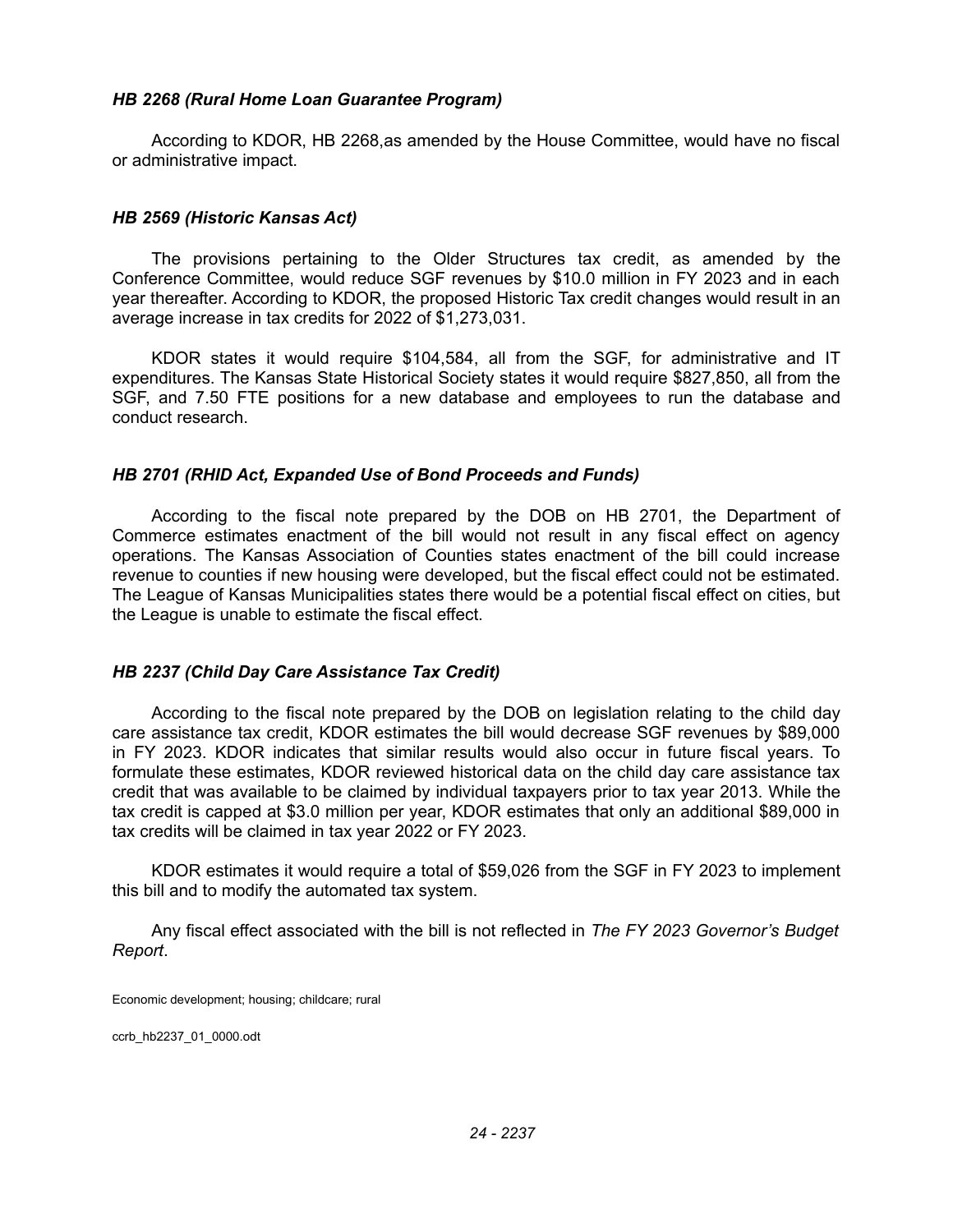*HB 2268 (Rural Home Loan Guarantee Program)*

According to KDOR, HB 2268,as amended by the House Committee, would have no fiscal or administrative impact.

*HB 2569 (Historic Kansas Act)*

The provisions pertaining to the Older Structures tax credit, as amended by the Conference Committee, would reduce SGF revenues by $10.0 million in FY 2023 and in each year thereafter. According to KDOR, the proposed Historic Tax credit changes would result in an average increase in tax credits for 2022 of $1,273,031.

KDOR states it would require $104,584, all from the SGF, for administrative and IT expenditures. The Kansas State Historical Society states it would require $827,850, all from the SGF, and 7.50 FTE positions for a new database and employees to run the database and conduct research.

*HB 2701 (RHID Act, Expanded Use of Bond Proceeds and Funds)*

According to the fiscal note prepared by the DOB on HB 2701, the Department of Commerce estimates enactment of the bill would not result in any fiscal effect on agency operations. The Kansas Association of Counties states enactment of the bill could increase revenue to counties if new housing were developed, but the fiscal effect could not be estimated. The League of Kansas Municipalities states there would be a potential fiscal effect on cities, but the League is unable to estimate the fiscal effect.

*HB 2237 (Child Day Care Assistance Tax Credit)*

According to the fiscal note prepared by the DOB on legislation relating to the child day care assistance tax credit, KDOR estimates the bill would decrease SGF revenues by $89,000 in FY 2023. KDOR indicates that similar results would also occur in future fiscal years. To formulate these estimates, KDOR reviewed historical data on the child day care assistance tax credit that was available to be claimed by individual taxpayers prior to tax year 2013. While the tax credit is capped at $3.0 million per year, KDOR estimates that only an additional $89,000 in tax credits will be claimed in tax year 2022 or FY 2023.

KDOR estimates it would require a total of $59,026 from the SGF in FY 2023 to implement this bill and to modify the automated tax system.

Any fiscal effect associated with the bill is not reflected in *The FY 2023 Governor's Budget Report*.

Economic development; housing; childcare; rural

ccrb_hb2237_01_0000.odt